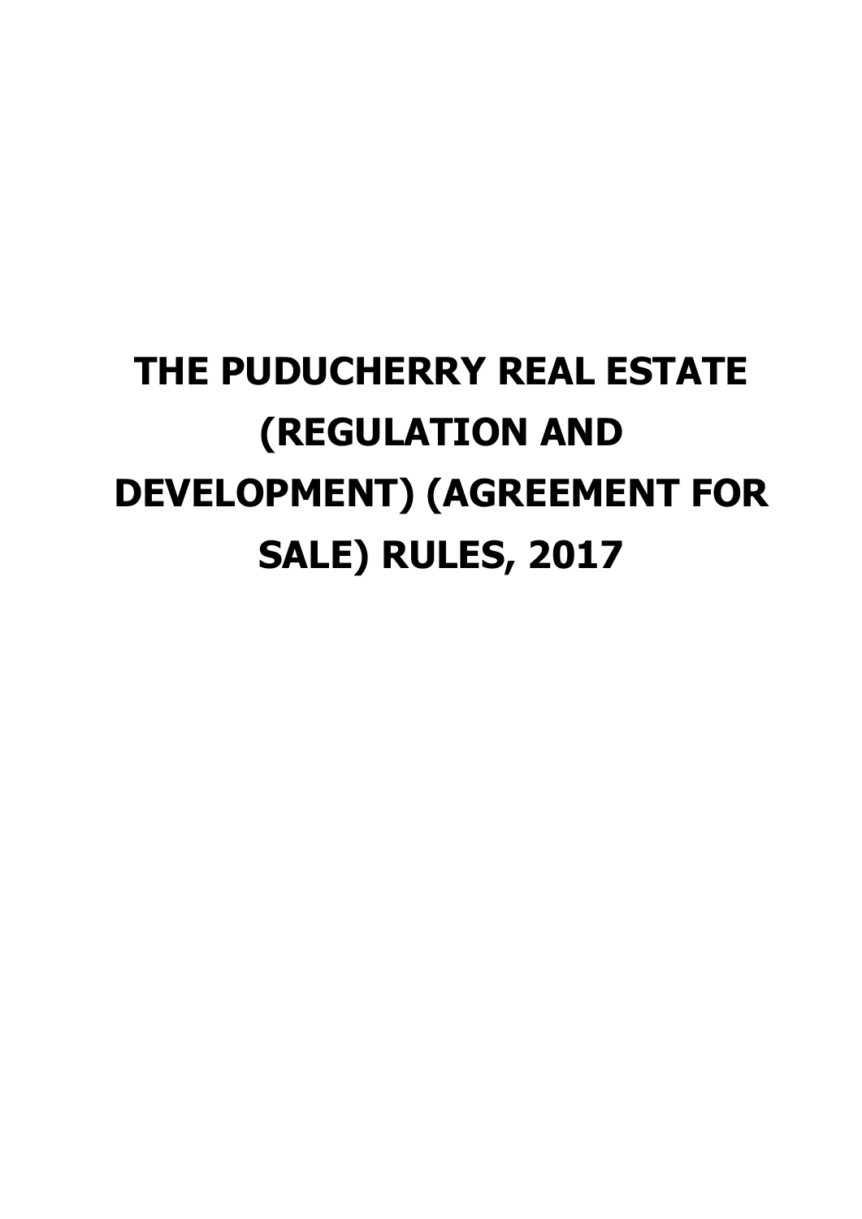# THE PUDUCHERRY REAL ESTATE (REGULATION AND DEVELOPMENT) (AGREEMENT FOR SALE) RULES, 2017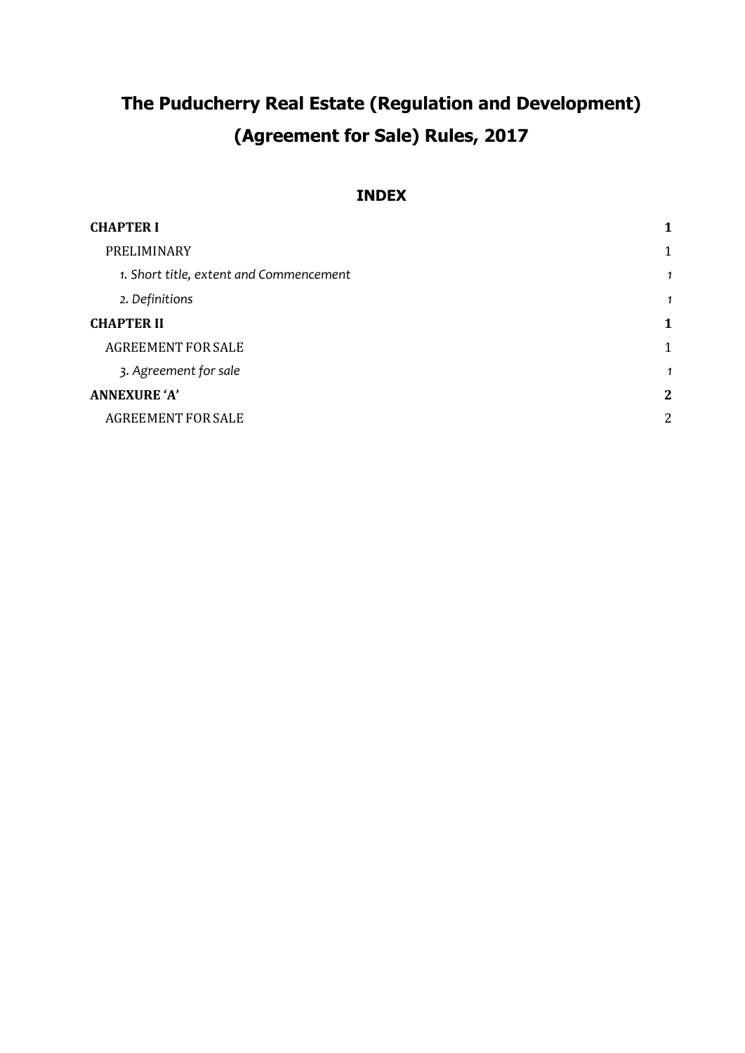# The Puducherry Real Estate (Regulation and Development) (Agreement for Sale) Rules, 2017

## INDEX

| | |
|---|---|
| **CHAPTER I** | **1** |
| PRELIMINARY | 1 |
| *1. Short title, extent and Commencement* | *1* |
| *2. Definitions* | *1* |
| **CHAPTER II** | **1** |
| AGREEMENT FOR SALE | 1 |
| *3. Agreement for sale* | *1* |
| **ANNEXURE 'A'** | **2** |
| AGREEMENT FOR SALE | 2 |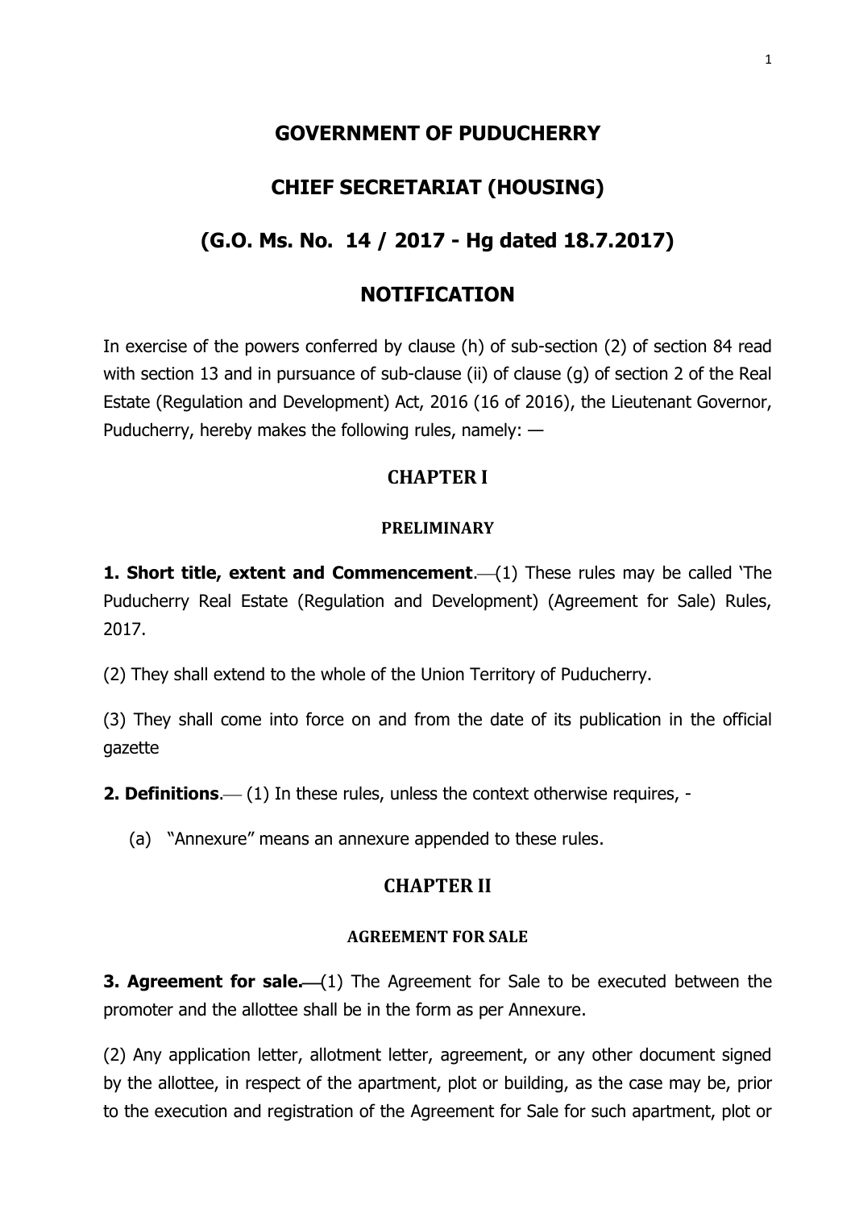# GOVERNMENT OF PUDUCHERRY

# CHIEF SECRETARIAT (HOUSING)

# (G.O. Ms. No. 14 / 2017 - Hg dated 18.7.2017)

# NOTIFICATION

In exercise of the powers conferred by clause (h) of sub-section (2) of section 84 read with section 13 and in pursuance of sub-clause (ii) of clause (g) of section 2 of the Real Estate (Regulation and Development) Act, 2016 (16 of 2016), the Lieutenant Governor, Puducherry, hereby makes the following rules, namely: —

## CHAPTER I

### PRELIMINARY

**1. Short title, extent and Commencement**.—(1) These rules may be called 'The Puducherry Real Estate (Regulation and Development) (Agreement for Sale) Rules, 2017.

(2) They shall extend to the whole of the Union Territory of Puducherry.

(3) They shall come into force on and from the date of its publication in the official gazette

**2. Definitions**.— (1) In these rules, unless the context otherwise requires, -

(a) "Annexure" means an annexure appended to these rules.

## CHAPTER II

### AGREEMENT FOR SALE

**3. Agreement for sale.**—(1) The Agreement for Sale to be executed between the promoter and the allottee shall be in the form as per Annexure.

(2) Any application letter, allotment letter, agreement, or any other document signed by the allottee, in respect of the apartment, plot or building, as the case may be, prior to the execution and registration of the Agreement for Sale for such apartment, plot or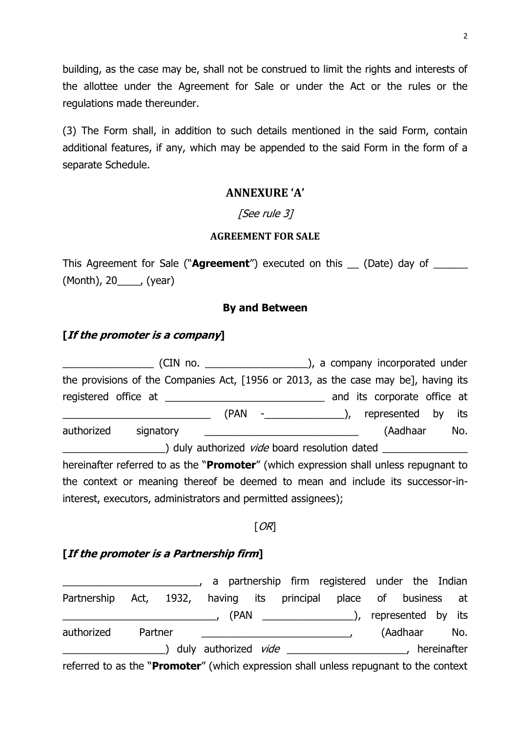building, as the case may be, shall not be construed to limit the rights and interests of the allottee under the Agreement for Sale or under the Act or the rules or the regulations made thereunder.

(3) The Form shall, in addition to such details mentioned in the said Form, contain additional features, if any, which may be appended to the said Form in the form of a separate Schedule.

## ANNEXURE 'A'

*[See rule 3]*

### AGREEMENT FOR SALE

This Agreement for Sale ("**Agreement**") executed on this __ (Date) day of ______ (Month), 20____, (year)

**By and Between**

**[*If the promoter is a company*]**

_______________ (CIN no. _________________), a company incorporated under the provisions of the Companies Act, [1956 or 2013, as the case may be], having its registered office at ____________________________ and its corporate office at __________________________ (PAN -______________), represented by its authorized signatory ___________________________ (Aadhaar No. __________________) duly authorized *vide* board resolution dated _______________ hereinafter referred to as the "**Promoter**" (which expression shall unless repugnant to the context or meaning thereof be deemed to mean and include its successor-in-interest, executors, administrators and permitted assignees);

[*OR*]

**[*If the promoter is a Partnership firm*]**

________________________, a partnership firm registered under the Indian Partnership Act, 1932, having its principal place of business at ___________________________, (PAN ________________), represented by its authorized Partner __________________________, (Aadhaar No. __________________) duly authorized *vide* _____________________, hereinafter referred to as the "**Promoter**" (which expression shall unless repugnant to the context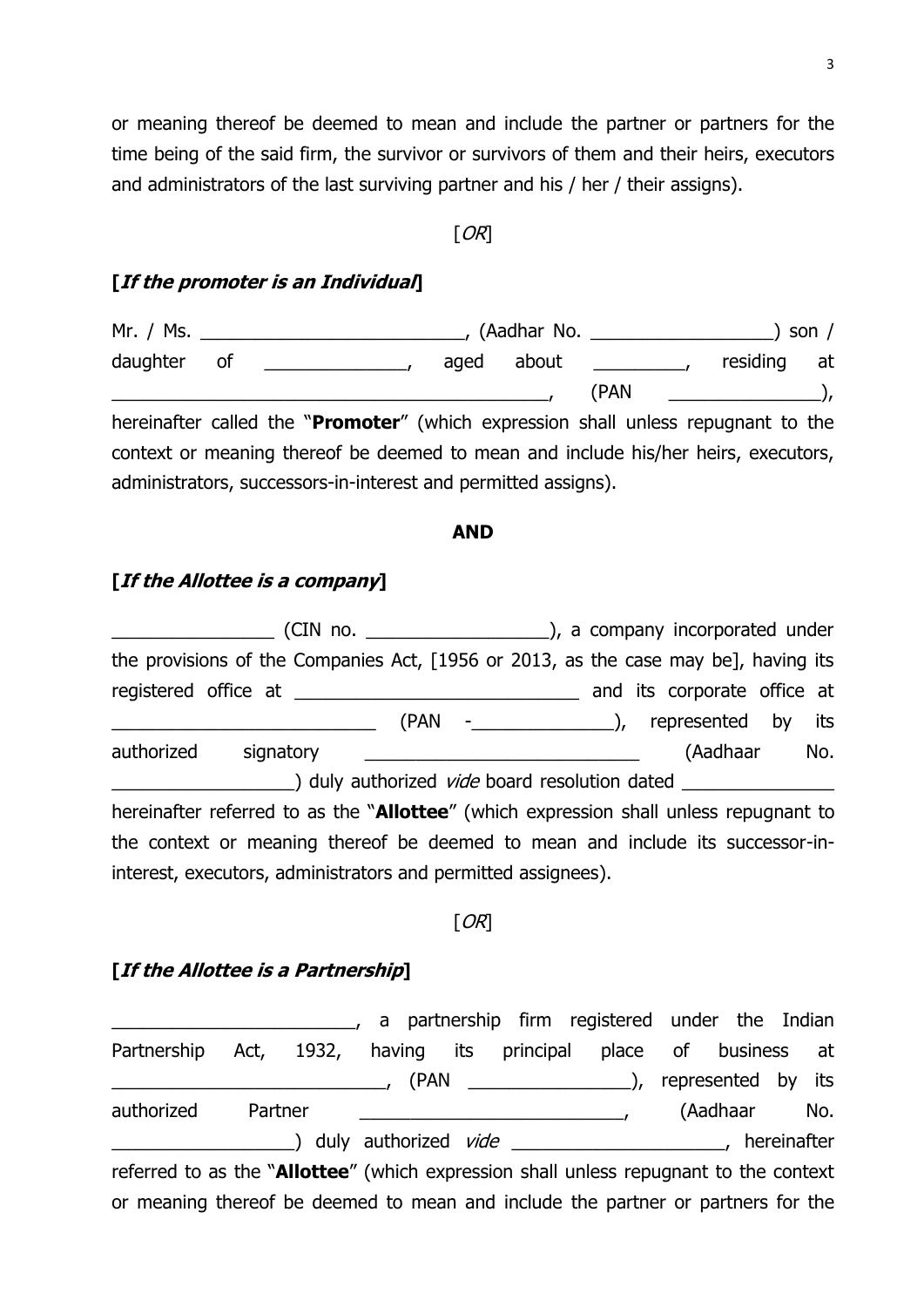or meaning thereof be deemed to mean and include the partner or partners for the time being of the said firm, the survivor or survivors of them and their heirs, executors and administrators of the last surviving partner and his / her / their assigns).

[*OR*]

**[*If the promoter is an Individual*]**

Mr. / Ms. __________________________, (Aadhar No. __________________) son / daughter of ______________, aged about _________, residing at ____________________________________________, (PAN _______________), hereinafter called the "**Promoter**" (which expression shall unless repugnant to the context or meaning thereof be deemed to mean and include his/her heirs, executors, administrators, successors-in-interest and permitted assigns).

**AND**

**[*If the Allottee is a company*]**

________________ (CIN no. __________________), a company incorporated under the provisions of the Companies Act, [1956 or 2013, as the case may be], having its registered office at ____________________________ and its corporate office at __________________________ (PAN -______________), represented by its authorized signatory ___________________________ (Aadhaar No. __________________) duly authorized *vide* board resolution dated _______________ hereinafter referred to as the "**Allottee**" (which expression shall unless repugnant to the context or meaning thereof be deemed to mean and include its successor-in-interest, executors, administrators and permitted assignees).

[*OR*]

**[*If the Allottee is a Partnership*]**

________________________, a partnership firm registered under the Indian Partnership Act, 1932, having its principal place of business at ___________________________, (PAN ________________), represented by its authorized Partner __________________________, (Aadhaar No. __________________) duly authorized *vide* _____________________, hereinafter referred to as the "**Allottee**" (which expression shall unless repugnant to the context or meaning thereof be deemed to mean and include the partner or partners for the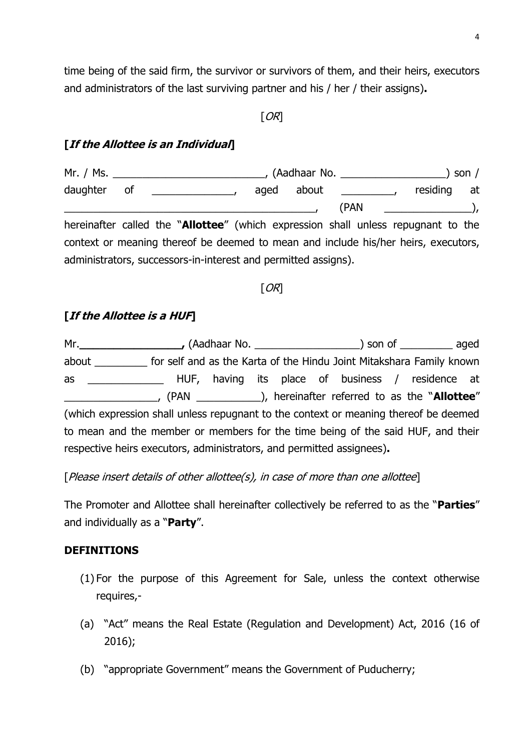time being of the said firm, the survivor or survivors of them, and their heirs, executors and administrators of the last surviving partner and his / her / their assigns)**.**

[*OR*]

**[*If the Allottee is an Individual*]**

Mr. / Ms. __________________________, (Aadhaar No. __________________) son / daughter of ______________, aged about _________, residing at ____________________________________________, (PAN _______________), hereinafter called the "**Allottee**" (which expression shall unless repugnant to the context or meaning thereof be deemed to mean and include his/her heirs, executors, administrators, successors-in-interest and permitted assigns).

[*OR*]

**[*If the Allottee is a HUF*]**

Mr.**_________________,** (Aadhaar No. __________________) son of _________ aged about _________ for self and as the Karta of the Hindu Joint Mitakshara Family known as _____________ HUF, having its place of business / residence at ________________, (PAN ___________), hereinafter referred to as the "**Allottee**" (which expression shall unless repugnant to the context or meaning thereof be deemed to mean and the member or members for the time being of the said HUF, and their respective heirs executors, administrators, and permitted assignees)**.**

[*Please insert details of other allottee(s), in case of more than one allottee*]

The Promoter and Allottee shall hereinafter collectively be referred to as the "**Parties**" and individually as a "**Party**".

**DEFINITIONS**

(1) For the purpose of this Agreement for Sale, unless the context otherwise requires,-

(a) "Act" means the Real Estate (Regulation and Development) Act, 2016 (16 of 2016);

(b) "appropriate Government" means the Government of Puducherry;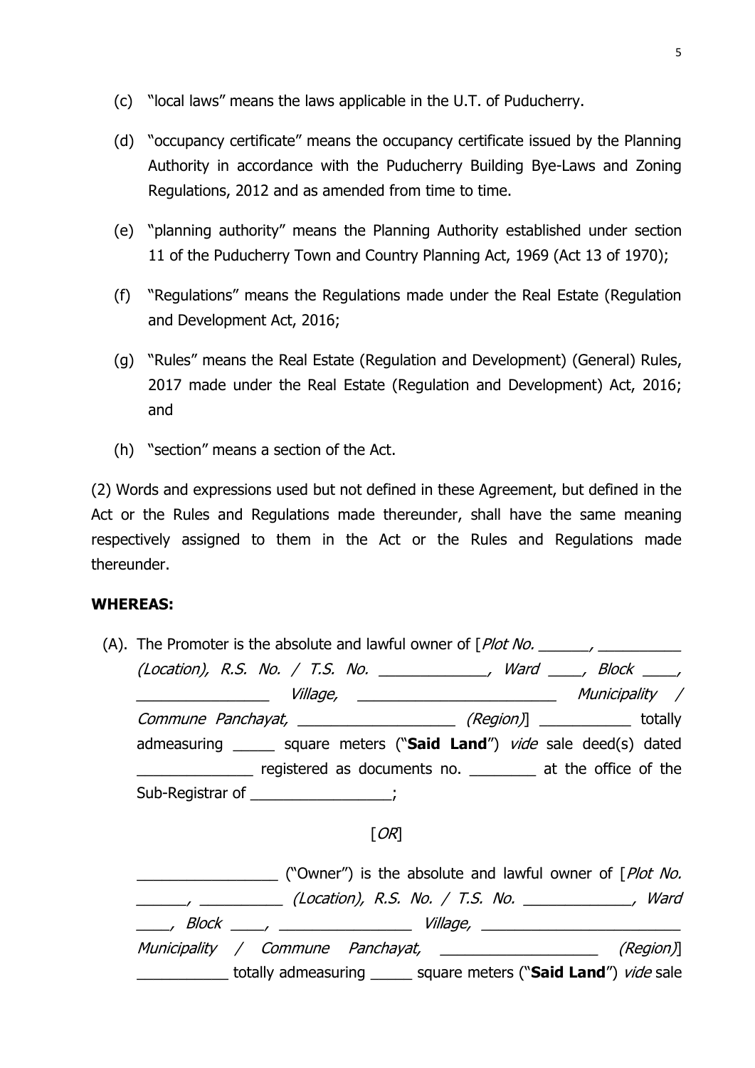(c) "local laws" means the laws applicable in the U.T. of Puducherry.

(d) "occupancy certificate" means the occupancy certificate issued by the Planning Authority in accordance with the Puducherry Building Bye-Laws and Zoning Regulations, 2012 and as amended from time to time.

(e) "planning authority" means the Planning Authority established under section 11 of the Puducherry Town and Country Planning Act, 1969 (Act 13 of 1970);

(f) "Regulations" means the Regulations made under the Real Estate (Regulation and Development Act, 2016;

(g) "Rules" means the Real Estate (Regulation and Development) (General) Rules, 2017 made under the Real Estate (Regulation and Development) Act, 2016; and

(h) "section" means a section of the Act.

(2) Words and expressions used but not defined in these Agreement, but defined in the Act or the Rules and Regulations made thereunder, shall have the same meaning respectively assigned to them in the Act or the Rules and Regulations made thereunder.

**WHEREAS:**

(A). The Promoter is the absolute and lawful owner of [*Plot No. ______, __________ (Location), R.S. No. / T.S. No. _____________, Ward ____, Block ____, ________________ Village, ________________________ Municipality / Commune Panchayat, ___________________ (Region)*] ___________ totally admeasuring _____ square meters ("**Said Land**") *vide* sale deed(s) dated ______________ registered as documents no. ________ at the office of the Sub-Registrar of _________________;

[*OR*]

_________________ ("Owner") is the absolute and lawful owner of [*Plot No. ______, __________ (Location), R.S. No. / T.S. No. _____________, Ward ____, Block ____, ________________ Village, ________________________ Municipality / Commune Panchayat, ___________________ (Region)*] ___________ totally admeasuring _____ square meters ("**Said Land**") *vide* sale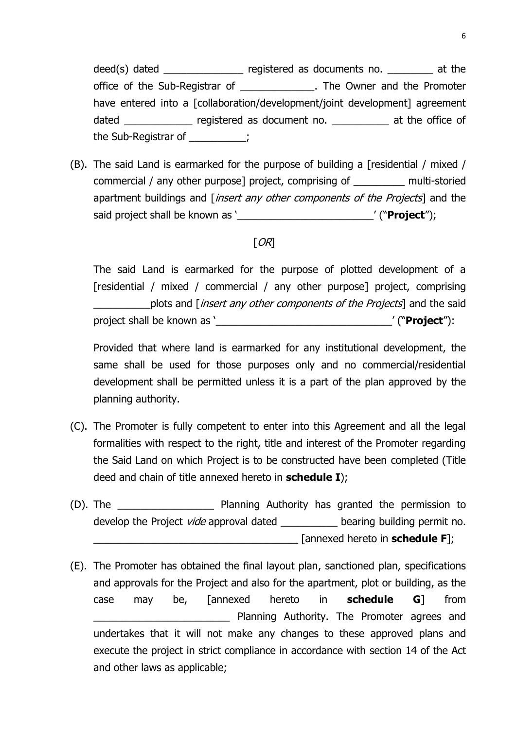deed(s) dated ______________ registered as documents no. ________ at the office of the Sub-Registrar of _____________. The Owner and the Promoter have entered into a [collaboration/development/joint development] agreement dated ____________ registered as document no. __________ at the office of the Sub-Registrar of __________;

(B). The said Land is earmarked for the purpose of building a [residential / mixed / commercial / any other purpose] project, comprising of _________ multi-storied apartment buildings and [*insert any other components of the Projects*] and the said project shall be known as '________________________' ("**Project**");

[*OR*]

The said Land is earmarked for the purpose of plotted development of a [residential / mixed / commercial / any other purpose] project, comprising __________plots and [*insert any other components of the Projects*] and the said project shall be known as '_______________________________' ("**Project**"):

Provided that where land is earmarked for any institutional development, the same shall be used for those purposes only and no commercial/residential development shall be permitted unless it is a part of the plan approved by the planning authority.

(C). The Promoter is fully competent to enter into this Agreement and all the legal formalities with respect to the right, title and interest of the Promoter regarding the Said Land on which Project is to be constructed have been completed (Title deed and chain of title annexed hereto in **schedule I**);

(D). The _________________ Planning Authority has granted the permission to develop the Project *vide* approval dated __________ bearing building permit no. _____________________________________ [annexed hereto in **schedule F**];

(E). The Promoter has obtained the final layout plan, sanctioned plan, specifications and approvals for the Project and also for the apartment, plot or building, as the case may be, [annexed hereto in **schedule G**] from ________________________ Planning Authority. The Promoter agrees and undertakes that it will not make any changes to these approved plans and execute the project in strict compliance in accordance with section 14 of the Act and other laws as applicable;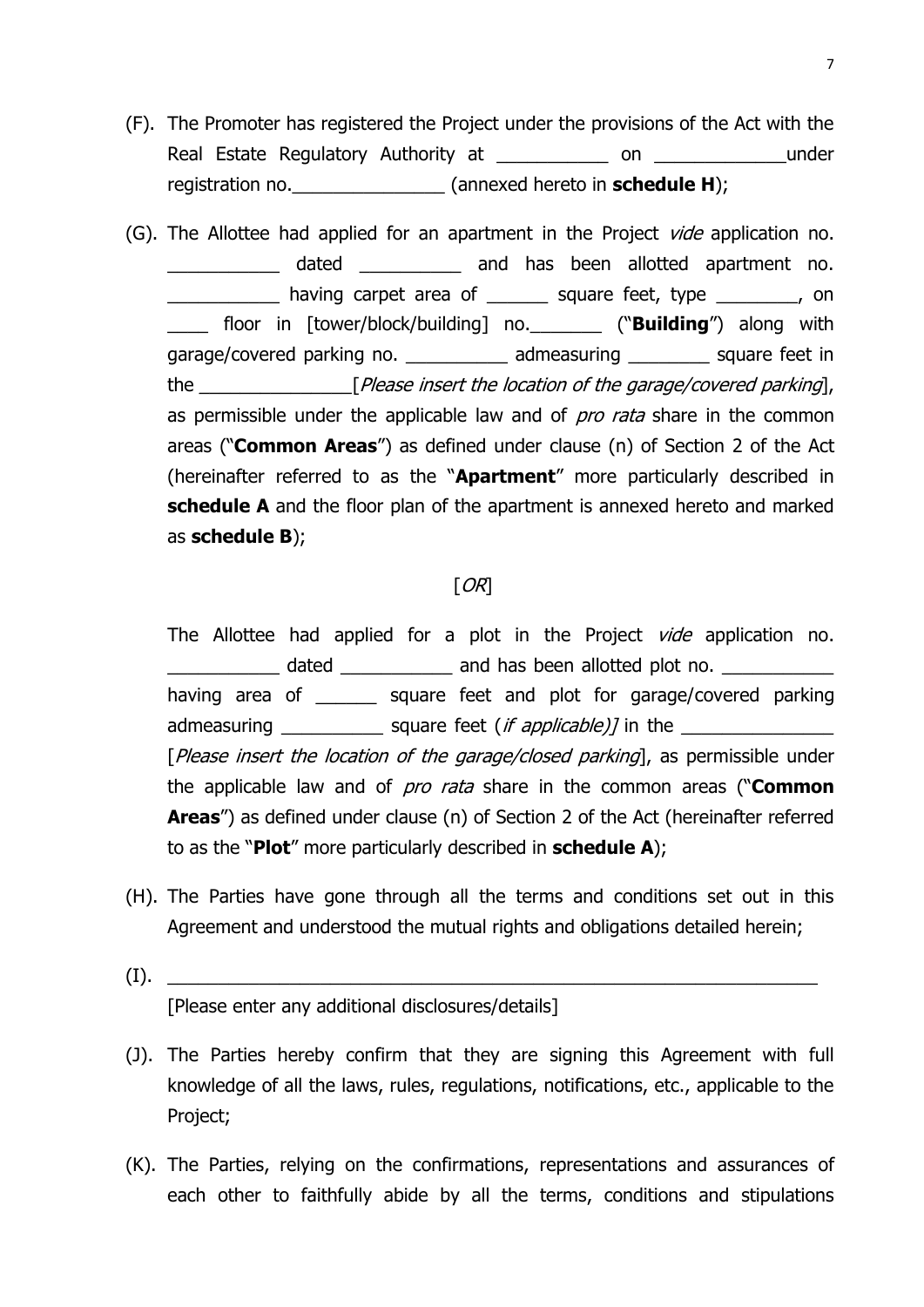(F). The Promoter has registered the Project under the provisions of the Act with the Real Estate Regulatory Authority at ___________ on _____________under registration no._______________ (annexed hereto in **schedule H**);

(G). The Allottee had applied for an apartment in the Project *vide* application no. ___________ dated __________ and has been allotted apartment no. ___________ having carpet area of ______ square feet, type ________, on ____ floor in [tower/block/building] no._______ ("**Building**") along with garage/covered parking no. __________ admeasuring ________ square feet in the _______________[*Please insert the location of the garage/covered parking*], as permissible under the applicable law and of *pro rata* share in the common areas ("**Common Areas**") as defined under clause (n) of Section 2 of the Act (hereinafter referred to as the "**Apartment**" more particularly described in **schedule A** and the floor plan of the apartment is annexed hereto and marked as **schedule B**);

[*OR*]

The Allottee had applied for a plot in the Project *vide* application no. ___________ dated ___________ and has been allotted plot no. ___________ having area of ______ square feet and plot for garage/covered parking admeasuring __________ square feet (*if applicable)]* in the _______________ [*Please insert the location of the garage/closed parking*], as permissible under the applicable law and of *pro rata* share in the common areas ("**Common Areas**") as defined under clause (n) of Section 2 of the Act (hereinafter referred to as the "**Plot**" more particularly described in **schedule A**);

(H). The Parties have gone through all the terms and conditions set out in this Agreement and understood the mutual rights and obligations detailed herein;

(I). ________________________________________________________________
[Please enter any additional disclosures/details]

(J). The Parties hereby confirm that they are signing this Agreement with full knowledge of all the laws, rules, regulations, notifications, etc., applicable to the Project;

(K). The Parties, relying on the confirmations, representations and assurances of each other to faithfully abide by all the terms, conditions and stipulations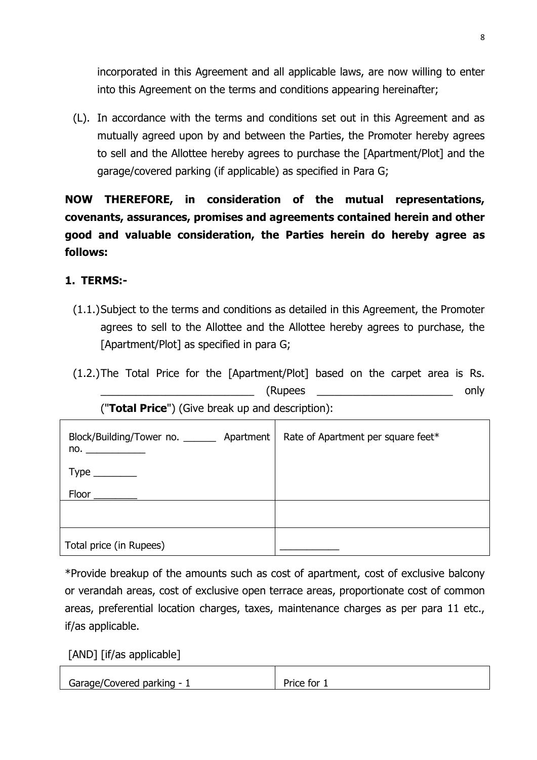incorporated in this Agreement and all applicable laws, are now willing to enter into this Agreement on the terms and conditions appearing hereinafter;

(L). In accordance with the terms and conditions set out in this Agreement and as mutually agreed upon by and between the Parties, the Promoter hereby agrees to sell and the Allottee hereby agrees to purchase the [Apartment/Plot] and the garage/covered parking (if applicable) as specified in Para G;

**NOW THEREFORE, in consideration of the mutual representations, covenants, assurances, promises and agreements contained herein and other good and valuable consideration, the Parties herein do hereby agree as follows:**

**1. TERMS:-**

(1.1.) Subject to the terms and conditions as detailed in this Agreement, the Promoter agrees to sell to the Allottee and the Allottee hereby agrees to purchase, the [Apartment/Plot] as specified in para G;

(1.2.) The Total Price for the [Apartment/Plot] based on the carpet area is Rs. __________________________ (Rupees _______________________ only ("**Total Price**") (Give break up and description):

| Block/Building/Tower no. ______ Apartment no. ___________<br>Type ________<br>Floor ________ | Rate of Apartment per square feet* |
|---|---|
| | |
| Total price (in Rupees) | ___________ |

*Provide breakup of the amounts such as cost of apartment, cost of exclusive balcony or verandah areas, cost of exclusive open terrace areas, proportionate cost of common areas, preferential location charges, taxes, maintenance charges as per para 11 etc., if/as applicable.

[AND] [if/as applicable]

| Garage/Covered parking - 1 | Price for 1 |
|---|---|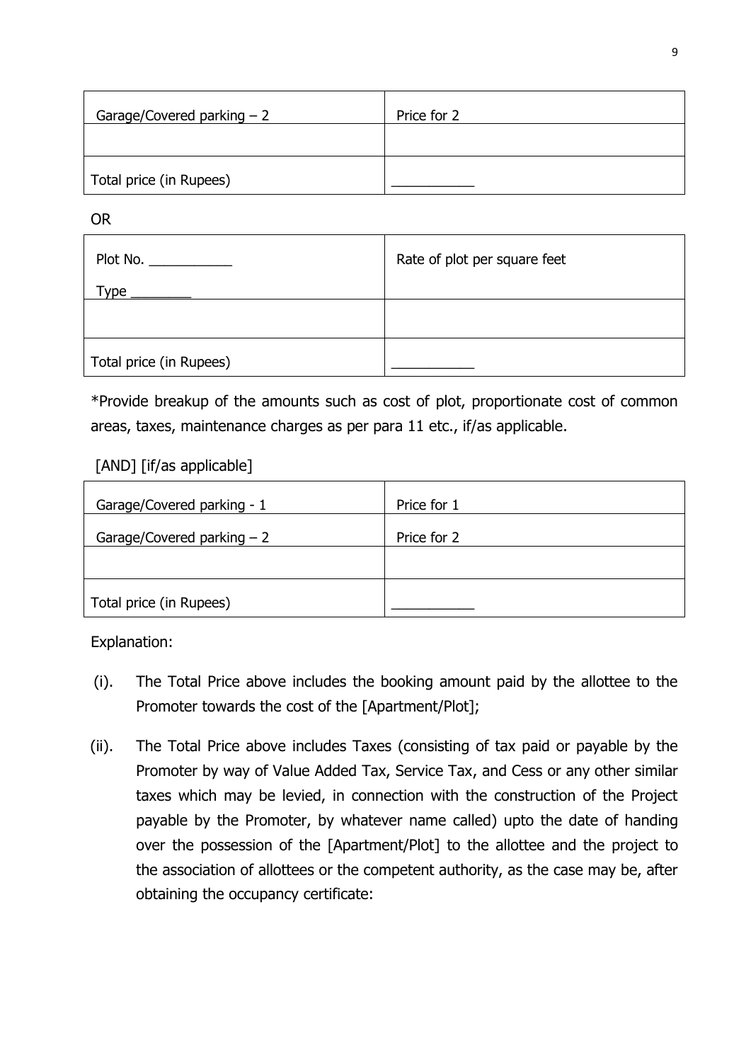| Garage/Covered parking – 2 | Price for 2 |
| --- | --- |
| | |
| Total price (in Rupees) | ___________ |

OR

| Plot No. ___________<br>Type ________ | Rate of plot per square feet |
| --- | --- |
| | |
| Total price (in Rupees) | ___________ |

*Provide breakup of the amounts such as cost of plot, proportionate cost of common areas, taxes, maintenance charges as per para 11 etc., if/as applicable.

[AND] [if/as applicable]

| Garage/Covered parking - 1 | Price for 1 |
| --- | --- |
| Garage/Covered parking – 2 | Price for 2 |
| | |
| Total price (in Rupees) | ___________ |

Explanation:

(i). The Total Price above includes the booking amount paid by the allottee to the Promoter towards the cost of the [Apartment/Plot];

(ii). The Total Price above includes Taxes (consisting of tax paid or payable by the Promoter by way of Value Added Tax, Service Tax, and Cess or any other similar taxes which may be levied, in connection with the construction of the Project payable by the Promoter, by whatever name called) upto the date of handing over the possession of the [Apartment/Plot] to the allottee and the project to the association of allottees or the competent authority, as the case may be, after obtaining the occupancy certificate: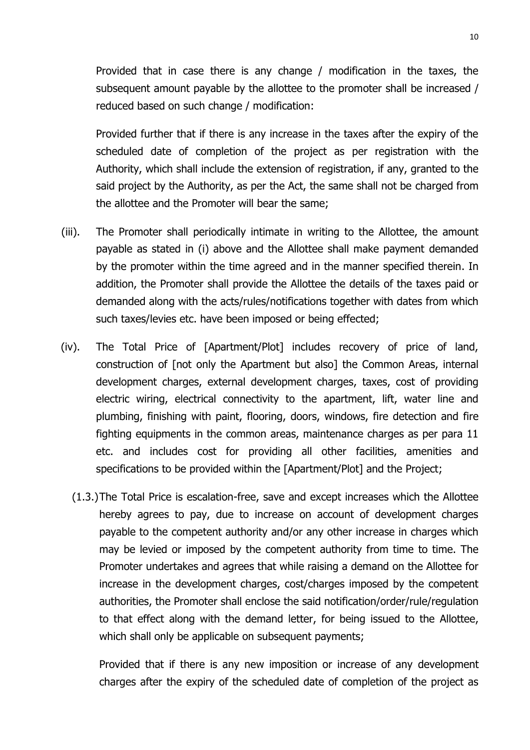Provided that in case there is any change / modification in the taxes, the subsequent amount payable by the allottee to the promoter shall be increased / reduced based on such change / modification:

Provided further that if there is any increase in the taxes after the expiry of the scheduled date of completion of the project as per registration with the Authority, which shall include the extension of registration, if any, granted to the said project by the Authority, as per the Act, the same shall not be charged from the allottee and the Promoter will bear the same;

(iii). The Promoter shall periodically intimate in writing to the Allottee, the amount payable as stated in (i) above and the Allottee shall make payment demanded by the promoter within the time agreed and in the manner specified therein. In addition, the Promoter shall provide the Allottee the details of the taxes paid or demanded along with the acts/rules/notifications together with dates from which such taxes/levies etc. have been imposed or being effected;

(iv). The Total Price of [Apartment/Plot] includes recovery of price of land, construction of [not only the Apartment but also] the Common Areas, internal development charges, external development charges, taxes, cost of providing electric wiring, electrical connectivity to the apartment, lift, water line and plumbing, finishing with paint, flooring, doors, windows, fire detection and fire fighting equipments in the common areas, maintenance charges as per para 11 etc. and includes cost for providing all other facilities, amenities and specifications to be provided within the [Apartment/Plot] and the Project;

(1.3.) The Total Price is escalation-free, save and except increases which the Allottee hereby agrees to pay, due to increase on account of development charges payable to the competent authority and/or any other increase in charges which may be levied or imposed by the competent authority from time to time. The Promoter undertakes and agrees that while raising a demand on the Allottee for increase in the development charges, cost/charges imposed by the competent authorities, the Promoter shall enclose the said notification/order/rule/regulation to that effect along with the demand letter, for being issued to the Allottee, which shall only be applicable on subsequent payments;

Provided that if there is any new imposition or increase of any development charges after the expiry of the scheduled date of completion of the project as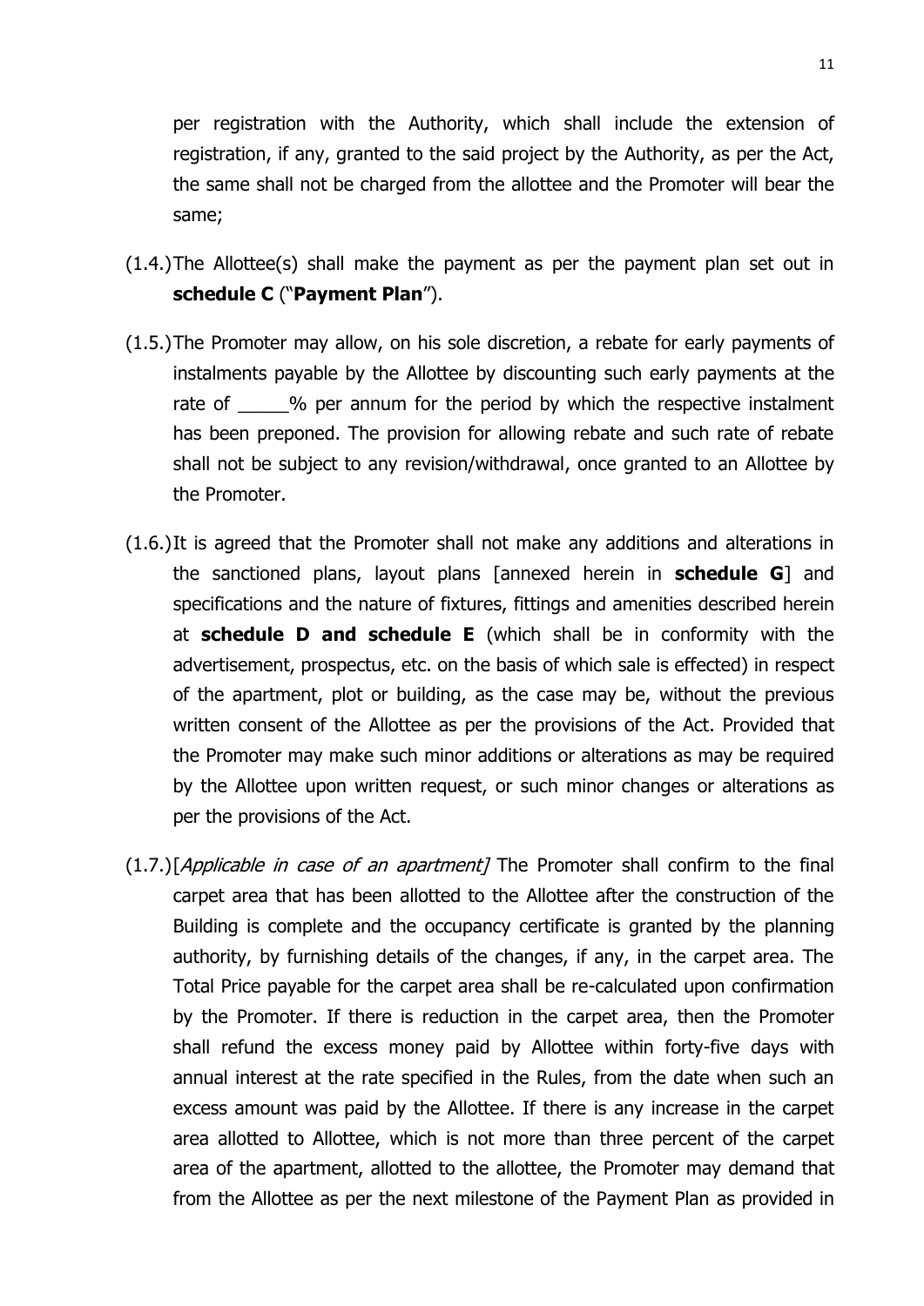per registration with the Authority, which shall include the extension of registration, if any, granted to the said project by the Authority, as per the Act, the same shall not be charged from the allottee and the Promoter will bear the same;

(1.4.) The Allottee(s) shall make the payment as per the payment plan set out in **schedule C** ("**Payment Plan**").

(1.5.) The Promoter may allow, on his sole discretion, a rebate for early payments of instalments payable by the Allottee by discounting such early payments at the rate of _____% per annum for the period by which the respective instalment has been preponed. The provision for allowing rebate and such rate of rebate shall not be subject to any revision/withdrawal, once granted to an Allottee by the Promoter.

(1.6.) It is agreed that the Promoter shall not make any additions and alterations in the sanctioned plans, layout plans [annexed herein in **schedule G**] and specifications and the nature of fixtures, fittings and amenities described herein at **schedule D and schedule E** (which shall be in conformity with the advertisement, prospectus, etc. on the basis of which sale is effected) in respect of the apartment, plot or building, as the case may be, without the previous written consent of the Allottee as per the provisions of the Act. Provided that the Promoter may make such minor additions or alterations as may be required by the Allottee upon written request, or such minor changes or alterations as per the provisions of the Act.

(1.7.) [*Applicable in case of an apartment]* The Promoter shall confirm to the final carpet area that has been allotted to the Allottee after the construction of the Building is complete and the occupancy certificate is granted by the planning authority, by furnishing details of the changes, if any, in the carpet area. The Total Price payable for the carpet area shall be re-calculated upon confirmation by the Promoter. If there is reduction in the carpet area, then the Promoter shall refund the excess money paid by Allottee within forty-five days with annual interest at the rate specified in the Rules, from the date when such an excess amount was paid by the Allottee. If there is any increase in the carpet area allotted to Allottee, which is not more than three percent of the carpet area of the apartment, allotted to the allottee, the Promoter may demand that from the Allottee as per the next milestone of the Payment Plan as provided in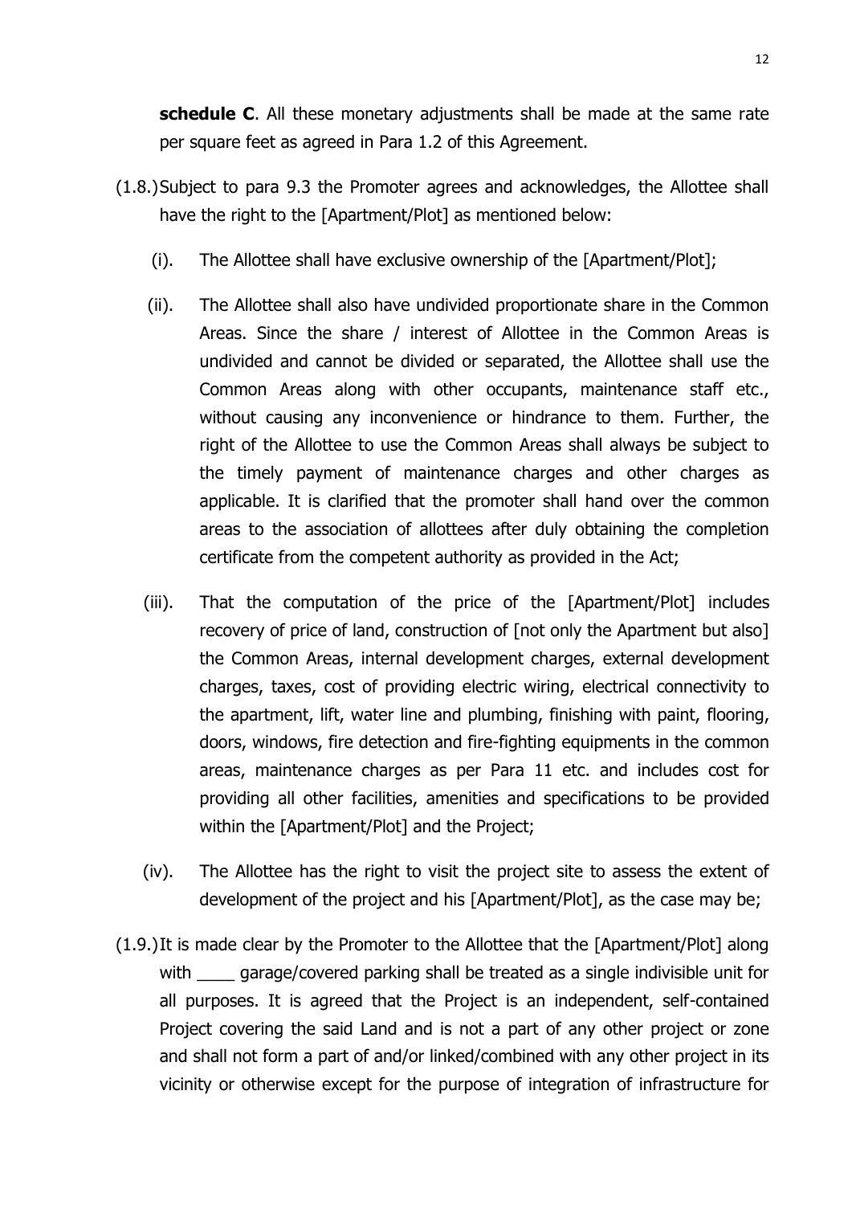**schedule C**. All these monetary adjustments shall be made at the same rate per square feet as agreed in Para 1.2 of this Agreement.

(1.8.) Subject to para 9.3 the Promoter agrees and acknowledges, the Allottee shall have the right to the [Apartment/Plot] as mentioned below:

(i). The Allottee shall have exclusive ownership of the [Apartment/Plot];

(ii). The Allottee shall also have undivided proportionate share in the Common Areas. Since the share / interest of Allottee in the Common Areas is undivided and cannot be divided or separated, the Allottee shall use the Common Areas along with other occupants, maintenance staff etc., without causing any inconvenience or hindrance to them. Further, the right of the Allottee to use the Common Areas shall always be subject to the timely payment of maintenance charges and other charges as applicable. It is clarified that the promoter shall hand over the common areas to the association of allottees after duly obtaining the completion certificate from the competent authority as provided in the Act;

(iii). That the computation of the price of the [Apartment/Plot] includes recovery of price of land, construction of [not only the Apartment but also] the Common Areas, internal development charges, external development charges, taxes, cost of providing electric wiring, electrical connectivity to the apartment, lift, water line and plumbing, finishing with paint, flooring, doors, windows, fire detection and fire-fighting equipments in the common areas, maintenance charges as per Para 11 etc. and includes cost for providing all other facilities, amenities and specifications to be provided within the [Apartment/Plot] and the Project;

(iv). The Allottee has the right to visit the project site to assess the extent of development of the project and his [Apartment/Plot], as the case may be;

(1.9.) It is made clear by the Promoter to the Allottee that the [Apartment/Plot] along with ____ garage/covered parking shall be treated as a single indivisible unit for all purposes. It is agreed that the Project is an independent, self-contained Project covering the said Land and is not a part of any other project or zone and shall not form a part of and/or linked/combined with any other project in its vicinity or otherwise except for the purpose of integration of infrastructure for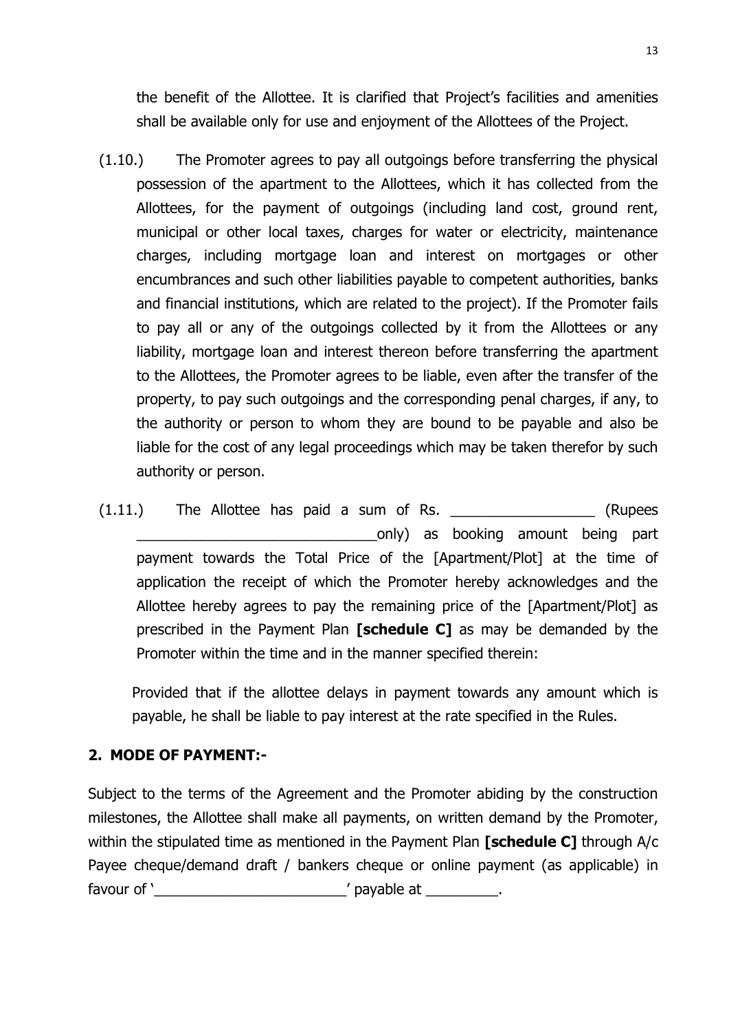the benefit of the Allottee. It is clarified that Project's facilities and amenities shall be available only for use and enjoyment of the Allottees of the Project.

(1.10.) The Promoter agrees to pay all outgoings before transferring the physical possession of the apartment to the Allottees, which it has collected from the Allottees, for the payment of outgoings (including land cost, ground rent, municipal or other local taxes, charges for water or electricity, maintenance charges, including mortgage loan and interest on mortgages or other encumbrances and such other liabilities payable to competent authorities, banks and financial institutions, which are related to the project). If the Promoter fails to pay all or any of the outgoings collected by it from the Allottees or any liability, mortgage loan and interest thereon before transferring the apartment to the Allottees, the Promoter agrees to be liable, even after the transfer of the property, to pay such outgoings and the corresponding penal charges, if any, to the authority or person to whom they are bound to be payable and also be liable for the cost of any legal proceedings which may be taken therefor by such authority or person.

(1.11.) The Allottee has paid a sum of Rs. __________________ (Rupees ______________________________only) as booking amount being part payment towards the Total Price of the [Apartment/Plot] at the time of application the receipt of which the Promoter hereby acknowledges and the Allottee hereby agrees to pay the remaining price of the [Apartment/Plot] as prescribed in the Payment Plan **[schedule C]** as may be demanded by the Promoter within the time and in the manner specified therein:

Provided that if the allottee delays in payment towards any amount which is payable, he shall be liable to pay interest at the rate specified in the Rules.

## 2. MODE OF PAYMENT:-

Subject to the terms of the Agreement and the Promoter abiding by the construction milestones, the Allottee shall make all payments, on written demand by the Promoter, within the stipulated time as mentioned in the Payment Plan **[schedule C]** through A/c Payee cheque/demand draft / bankers cheque or online payment (as applicable) in favour of '________________________' payable at _________.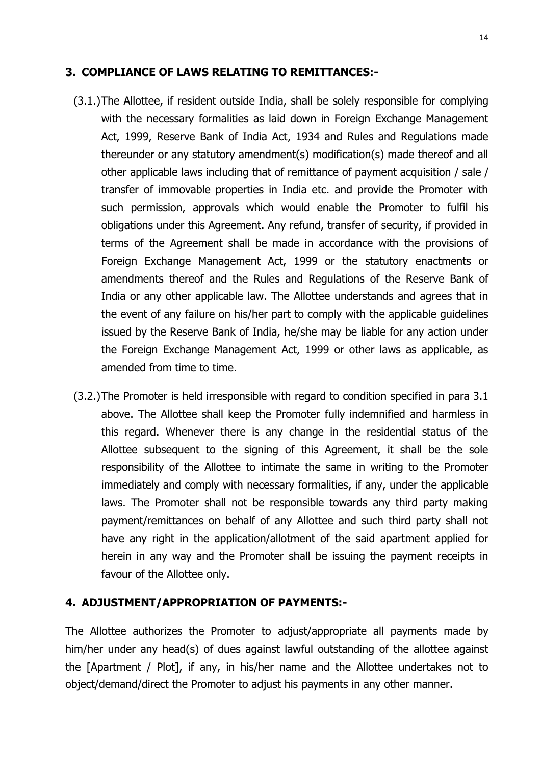### 3. COMPLIANCE OF LAWS RELATING TO REMITTANCES:-

(3.1.) The Allottee, if resident outside India, shall be solely responsible for complying with the necessary formalities as laid down in Foreign Exchange Management Act, 1999, Reserve Bank of India Act, 1934 and Rules and Regulations made thereunder or any statutory amendment(s) modification(s) made thereof and all other applicable laws including that of remittance of payment acquisition / sale / transfer of immovable properties in India etc. and provide the Promoter with such permission, approvals which would enable the Promoter to fulfil his obligations under this Agreement. Any refund, transfer of security, if provided in terms of the Agreement shall be made in accordance with the provisions of Foreign Exchange Management Act, 1999 or the statutory enactments or amendments thereof and the Rules and Regulations of the Reserve Bank of India or any other applicable law. The Allottee understands and agrees that in the event of any failure on his/her part to comply with the applicable guidelines issued by the Reserve Bank of India, he/she may be liable for any action under the Foreign Exchange Management Act, 1999 or other laws as applicable, as amended from time to time.

(3.2.) The Promoter is held irresponsible with regard to condition specified in para 3.1 above. The Allottee shall keep the Promoter fully indemnified and harmless in this regard. Whenever there is any change in the residential status of the Allottee subsequent to the signing of this Agreement, it shall be the sole responsibility of the Allottee to intimate the same in writing to the Promoter immediately and comply with necessary formalities, if any, under the applicable laws. The Promoter shall not be responsible towards any third party making payment/remittances on behalf of any Allottee and such third party shall not have any right in the application/allotment of the said apartment applied for herein in any way and the Promoter shall be issuing the payment receipts in favour of the Allottee only.

### 4. ADJUSTMENT/APPROPRIATION OF PAYMENTS:-

The Allottee authorizes the Promoter to adjust/appropriate all payments made by him/her under any head(s) of dues against lawful outstanding of the allottee against the [Apartment / Plot], if any, in his/her name and the Allottee undertakes not to object/demand/direct the Promoter to adjust his payments in any other manner.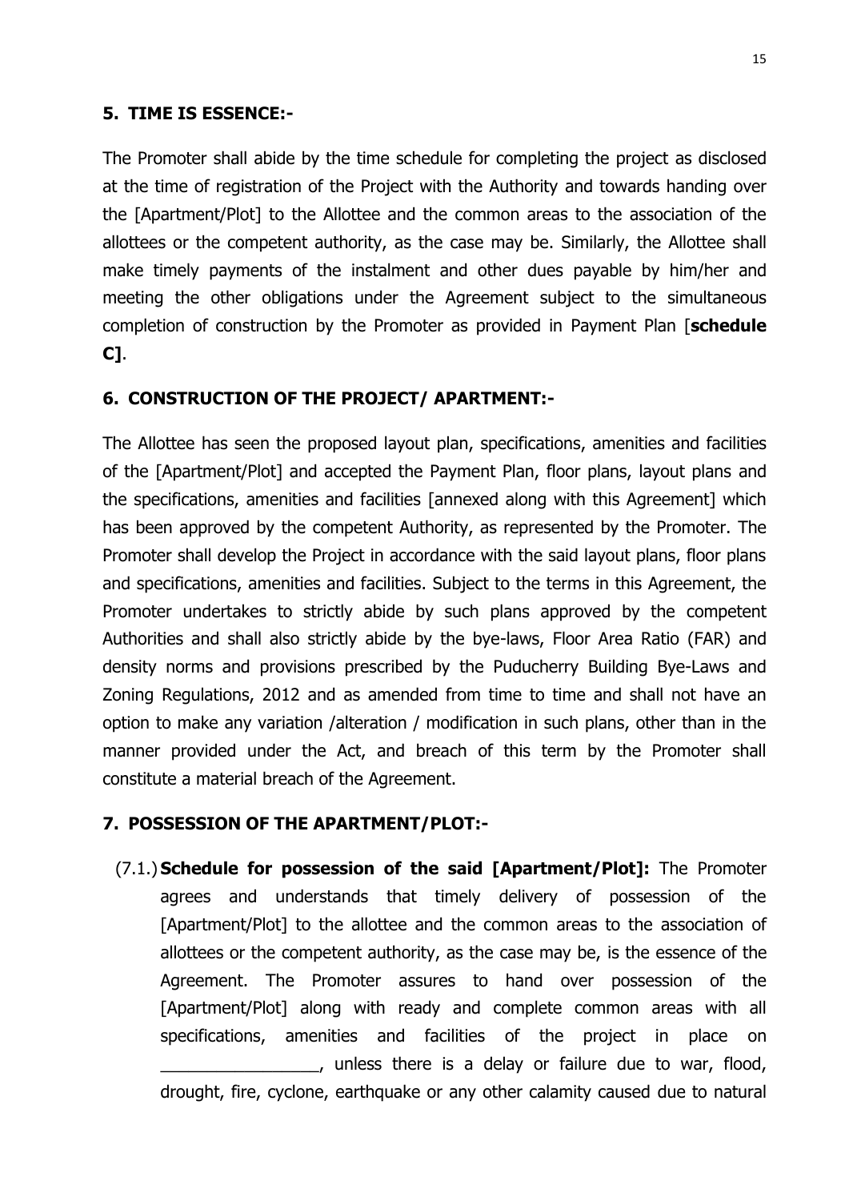## 5. TIME IS ESSENCE:-

The Promoter shall abide by the time schedule for completing the project as disclosed at the time of registration of the Project with the Authority and towards handing over the [Apartment/Plot] to the Allottee and the common areas to the association of the allottees or the competent authority, as the case may be. Similarly, the Allottee shall make timely payments of the instalment and other dues payable by him/her and meeting the other obligations under the Agreement subject to the simultaneous completion of construction by the Promoter as provided in Payment Plan [**schedule C]**.

## 6. CONSTRUCTION OF THE PROJECT/ APARTMENT:-

The Allottee has seen the proposed layout plan, specifications, amenities and facilities of the [Apartment/Plot] and accepted the Payment Plan, floor plans, layout plans and the specifications, amenities and facilities [annexed along with this Agreement] which has been approved by the competent Authority, as represented by the Promoter. The Promoter shall develop the Project in accordance with the said layout plans, floor plans and specifications, amenities and facilities. Subject to the terms in this Agreement, the Promoter undertakes to strictly abide by such plans approved by the competent Authorities and shall also strictly abide by the bye-laws, Floor Area Ratio (FAR) and density norms and provisions prescribed by the Puducherry Building Bye-Laws and Zoning Regulations, 2012 and as amended from time to time and shall not have an option to make any variation /alteration / modification in such plans, other than in the manner provided under the Act, and breach of this term by the Promoter shall constitute a material breach of the Agreement.

## 7. POSSESSION OF THE APARTMENT/PLOT:-

(7.1.) **Schedule for possession of the said [Apartment/Plot]:** The Promoter agrees and understands that timely delivery of possession of the [Apartment/Plot] to the allottee and the common areas to the association of allottees or the competent authority, as the case may be, is the essence of the Agreement. The Promoter assures to hand over possession of the [Apartment/Plot] along with ready and complete common areas with all specifications, amenities and facilities of the project in place on _________________, unless there is a delay or failure due to war, flood, drought, fire, cyclone, earthquake or any other calamity caused due to natural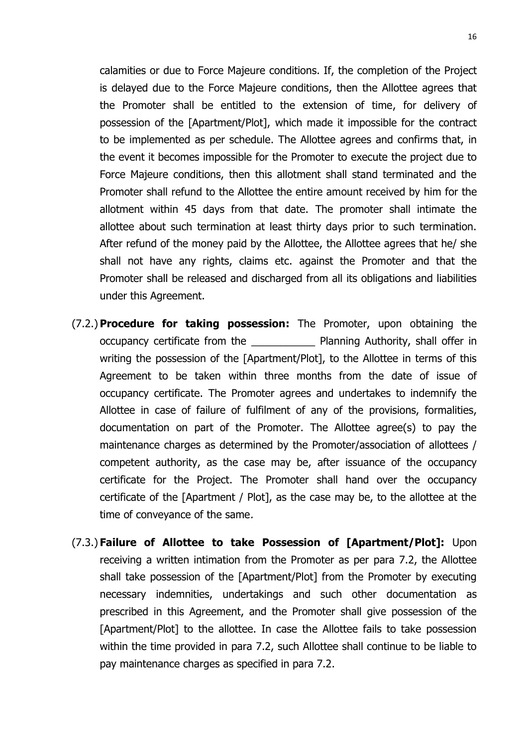calamities or due to Force Majeure conditions. If, the completion of the Project is delayed due to the Force Majeure conditions, then the Allottee agrees that the Promoter shall be entitled to the extension of time, for delivery of possession of the [Apartment/Plot], which made it impossible for the contract to be implemented as per schedule. The Allottee agrees and confirms that, in the event it becomes impossible for the Promoter to execute the project due to Force Majeure conditions, then this allotment shall stand terminated and the Promoter shall refund to the Allottee the entire amount received by him for the allotment within 45 days from that date. The promoter shall intimate the allottee about such termination at least thirty days prior to such termination. After refund of the money paid by the Allottee, the Allottee agrees that he/ she shall not have any rights, claims etc. against the Promoter and that the Promoter shall be released and discharged from all its obligations and liabilities under this Agreement.

(7.2.) **Procedure for taking possession:** The Promoter, upon obtaining the occupancy certificate from the ___________ Planning Authority, shall offer in writing the possession of the [Apartment/Plot], to the Allottee in terms of this Agreement to be taken within three months from the date of issue of occupancy certificate. The Promoter agrees and undertakes to indemnify the Allottee in case of failure of fulfilment of any of the provisions, formalities, documentation on part of the Promoter. The Allottee agree(s) to pay the maintenance charges as determined by the Promoter/association of allottees / competent authority, as the case may be, after issuance of the occupancy certificate for the Project. The Promoter shall hand over the occupancy certificate of the [Apartment / Plot], as the case may be, to the allottee at the time of conveyance of the same.

(7.3.) **Failure of Allottee to take Possession of [Apartment/Plot]:** Upon receiving a written intimation from the Promoter as per para 7.2, the Allottee shall take possession of the [Apartment/Plot] from the Promoter by executing necessary indemnities, undertakings and such other documentation as prescribed in this Agreement, and the Promoter shall give possession of the [Apartment/Plot] to the allottee. In case the Allottee fails to take possession within the time provided in para 7.2, such Allottee shall continue to be liable to pay maintenance charges as specified in para 7.2.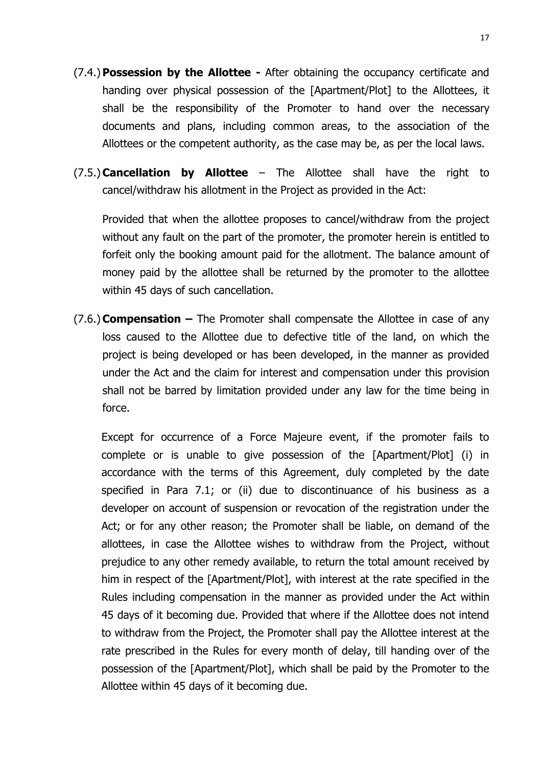(7.4.) **Possession by the Allottee -** After obtaining the occupancy certificate and handing over physical possession of the [Apartment/Plot] to the Allottees, it shall be the responsibility of the Promoter to hand over the necessary documents and plans, including common areas, to the association of the Allottees or the competent authority, as the case may be, as per the local laws.

(7.5.) **Cancellation by Allottee** – The Allottee shall have the right to cancel/withdraw his allotment in the Project as provided in the Act:

Provided that when the allottee proposes to cancel/withdraw from the project without any fault on the part of the promoter, the promoter herein is entitled to forfeit only the booking amount paid for the allotment. The balance amount of money paid by the allottee shall be returned by the promoter to the allottee within 45 days of such cancellation.

(7.6.) **Compensation –** The Promoter shall compensate the Allottee in case of any loss caused to the Allottee due to defective title of the land, on which the project is being developed or has been developed, in the manner as provided under the Act and the claim for interest and compensation under this provision shall not be barred by limitation provided under any law for the time being in force.

Except for occurrence of a Force Majeure event, if the promoter fails to complete or is unable to give possession of the [Apartment/Plot] (i) in accordance with the terms of this Agreement, duly completed by the date specified in Para 7.1; or (ii) due to discontinuance of his business as a developer on account of suspension or revocation of the registration under the Act; or for any other reason; the Promoter shall be liable, on demand of the allottees, in case the Allottee wishes to withdraw from the Project, without prejudice to any other remedy available, to return the total amount received by him in respect of the [Apartment/Plot], with interest at the rate specified in the Rules including compensation in the manner as provided under the Act within 45 days of it becoming due. Provided that where if the Allottee does not intend to withdraw from the Project, the Promoter shall pay the Allottee interest at the rate prescribed in the Rules for every month of delay, till handing over of the possession of the [Apartment/Plot], which shall be paid by the Promoter to the Allottee within 45 days of it becoming due.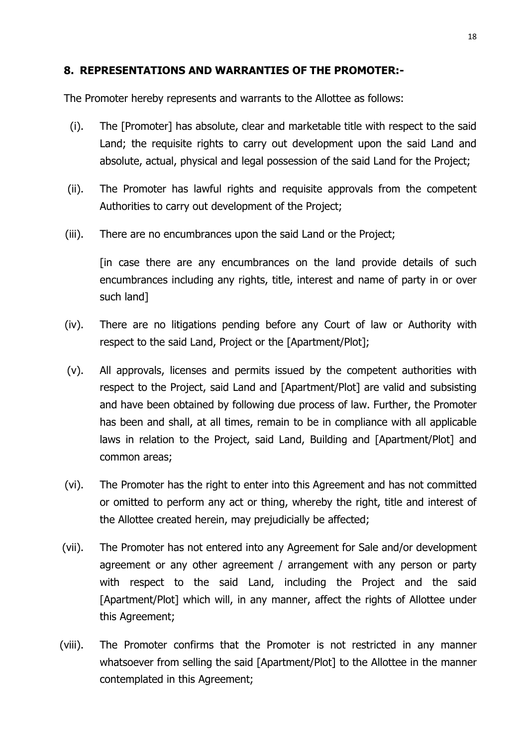## 8. REPRESENTATIONS AND WARRANTIES OF THE PROMOTER:-

The Promoter hereby represents and warrants to the Allottee as follows:

(i). The [Promoter] has absolute, clear and marketable title with respect to the said Land; the requisite rights to carry out development upon the said Land and absolute, actual, physical and legal possession of the said Land for the Project;

(ii). The Promoter has lawful rights and requisite approvals from the competent Authorities to carry out development of the Project;

(iii). There are no encumbrances upon the said Land or the Project;

[in case there are any encumbrances on the land provide details of such encumbrances including any rights, title, interest and name of party in or over such land]

(iv). There are no litigations pending before any Court of law or Authority with respect to the said Land, Project or the [Apartment/Plot];

(v). All approvals, licenses and permits issued by the competent authorities with respect to the Project, said Land and [Apartment/Plot] are valid and subsisting and have been obtained by following due process of law. Further, the Promoter has been and shall, at all times, remain to be in compliance with all applicable laws in relation to the Project, said Land, Building and [Apartment/Plot] and common areas;

(vi). The Promoter has the right to enter into this Agreement and has not committed or omitted to perform any act or thing, whereby the right, title and interest of the Allottee created herein, may prejudicially be affected;

(vii). The Promoter has not entered into any Agreement for Sale and/or development agreement or any other agreement / arrangement with any person or party with respect to the said Land, including the Project and the said [Apartment/Plot] which will, in any manner, affect the rights of Allottee under this Agreement;

(viii). The Promoter confirms that the Promoter is not restricted in any manner whatsoever from selling the said [Apartment/Plot] to the Allottee in the manner contemplated in this Agreement;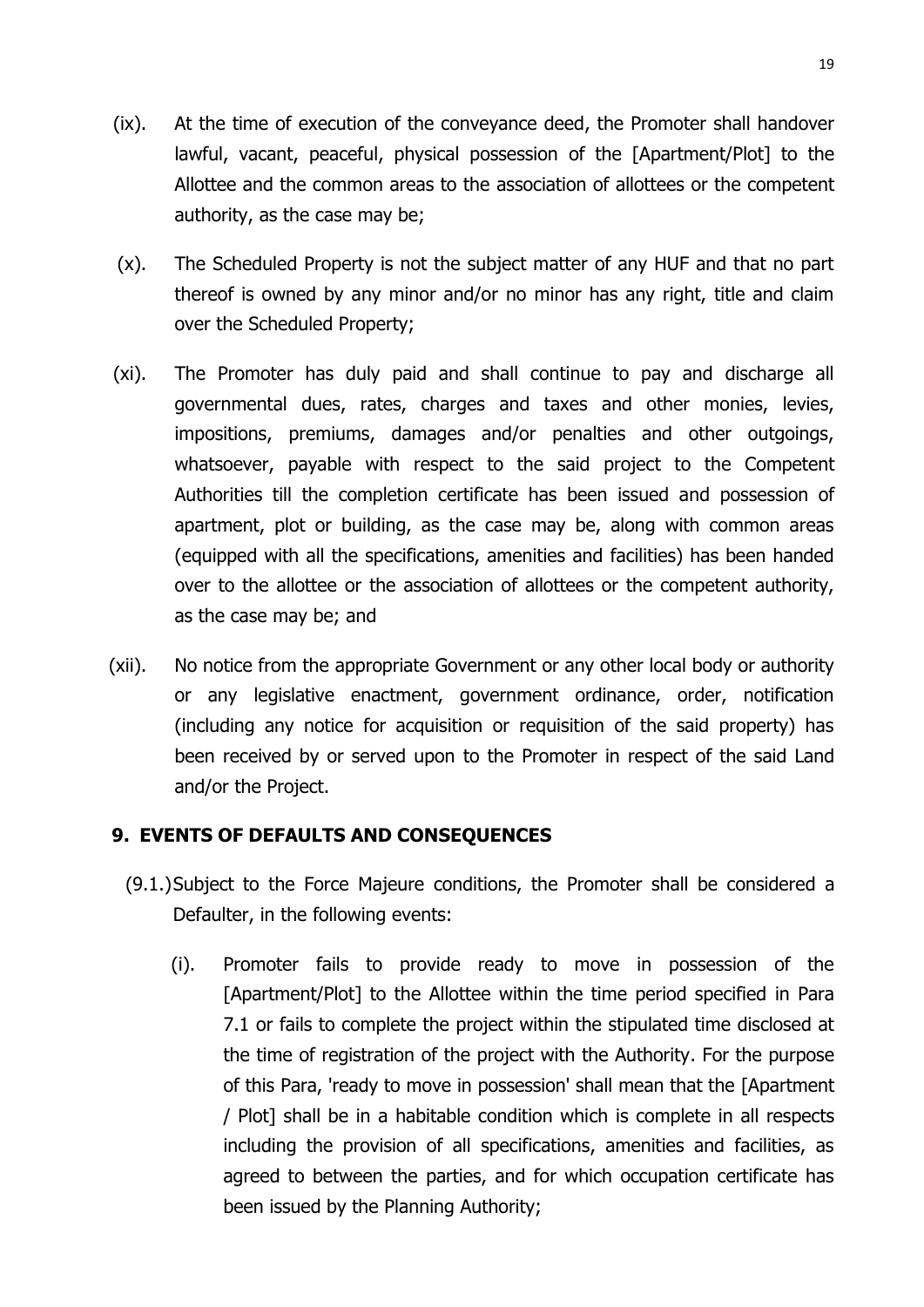(ix). At the time of execution of the conveyance deed, the Promoter shall handover lawful, vacant, peaceful, physical possession of the [Apartment/Plot] to the Allottee and the common areas to the association of allottees or the competent authority, as the case may be;

(x). The Scheduled Property is not the subject matter of any HUF and that no part thereof is owned by any minor and/or no minor has any right, title and claim over the Scheduled Property;

(xi). The Promoter has duly paid and shall continue to pay and discharge all governmental dues, rates, charges and taxes and other monies, levies, impositions, premiums, damages and/or penalties and other outgoings, whatsoever, payable with respect to the said project to the Competent Authorities till the completion certificate has been issued and possession of apartment, plot or building, as the case may be, along with common areas (equipped with all the specifications, amenities and facilities) has been handed over to the allottee or the association of allottees or the competent authority, as the case may be; and

(xii). No notice from the appropriate Government or any other local body or authority or any legislative enactment, government ordinance, order, notification (including any notice for acquisition or requisition of the said property) has been received by or served upon to the Promoter in respect of the said Land and/or the Project.

## 9. EVENTS OF DEFAULTS AND CONSEQUENCES

(9.1.) Subject to the Force Majeure conditions, the Promoter shall be considered a Defaulter, in the following events:

(i). Promoter fails to provide ready to move in possession of the [Apartment/Plot] to the Allottee within the time period specified in Para 7.1 or fails to complete the project within the stipulated time disclosed at the time of registration of the project with the Authority. For the purpose of this Para, 'ready to move in possession' shall mean that the [Apartment / Plot] shall be in a habitable condition which is complete in all respects including the provision of all specifications, amenities and facilities, as agreed to between the parties, and for which occupation certificate has been issued by the Planning Authority;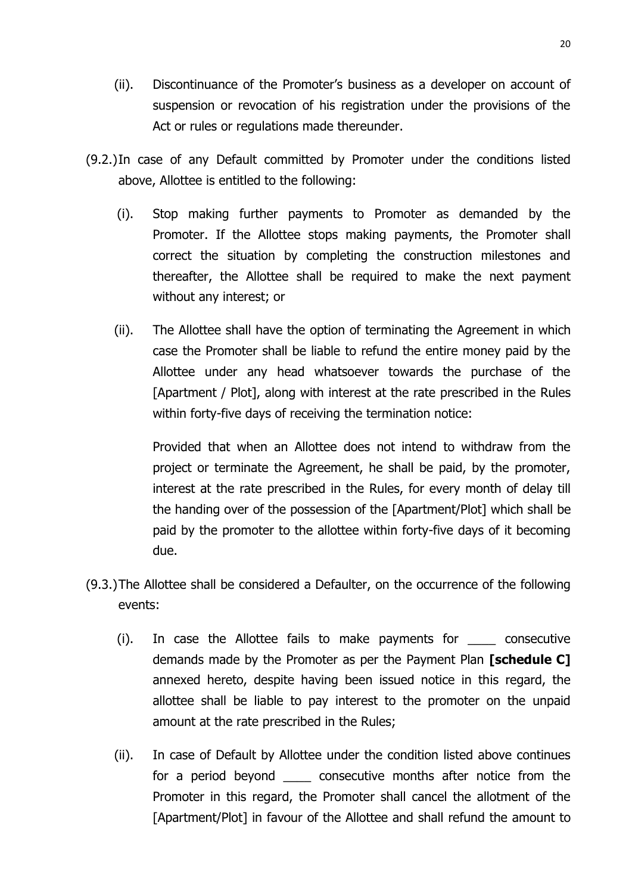(ii). Discontinuance of the Promoter's business as a developer on account of suspension or revocation of his registration under the provisions of the Act or rules or regulations made thereunder.

(9.2.) In case of any Default committed by Promoter under the conditions listed above, Allottee is entitled to the following:

(i). Stop making further payments to Promoter as demanded by the Promoter. If the Allottee stops making payments, the Promoter shall correct the situation by completing the construction milestones and thereafter, the Allottee shall be required to make the next payment without any interest; or

(ii). The Allottee shall have the option of terminating the Agreement in which case the Promoter shall be liable to refund the entire money paid by the Allottee under any head whatsoever towards the purchase of the [Apartment / Plot], along with interest at the rate prescribed in the Rules within forty-five days of receiving the termination notice:

Provided that when an Allottee does not intend to withdraw from the project or terminate the Agreement, he shall be paid, by the promoter, interest at the rate prescribed in the Rules, for every month of delay till the handing over of the possession of the [Apartment/Plot] which shall be paid by the promoter to the allottee within forty-five days of it becoming due.

(9.3.) The Allottee shall be considered a Defaulter, on the occurrence of the following events:

(i). In case the Allottee fails to make payments for ____ consecutive demands made by the Promoter as per the Payment Plan **[schedule C]** annexed hereto, despite having been issued notice in this regard, the allottee shall be liable to pay interest to the promoter on the unpaid amount at the rate prescribed in the Rules;

(ii). In case of Default by Allottee under the condition listed above continues for a period beyond ____ consecutive months after notice from the Promoter in this regard, the Promoter shall cancel the allotment of the [Apartment/Plot] in favour of the Allottee and shall refund the amount to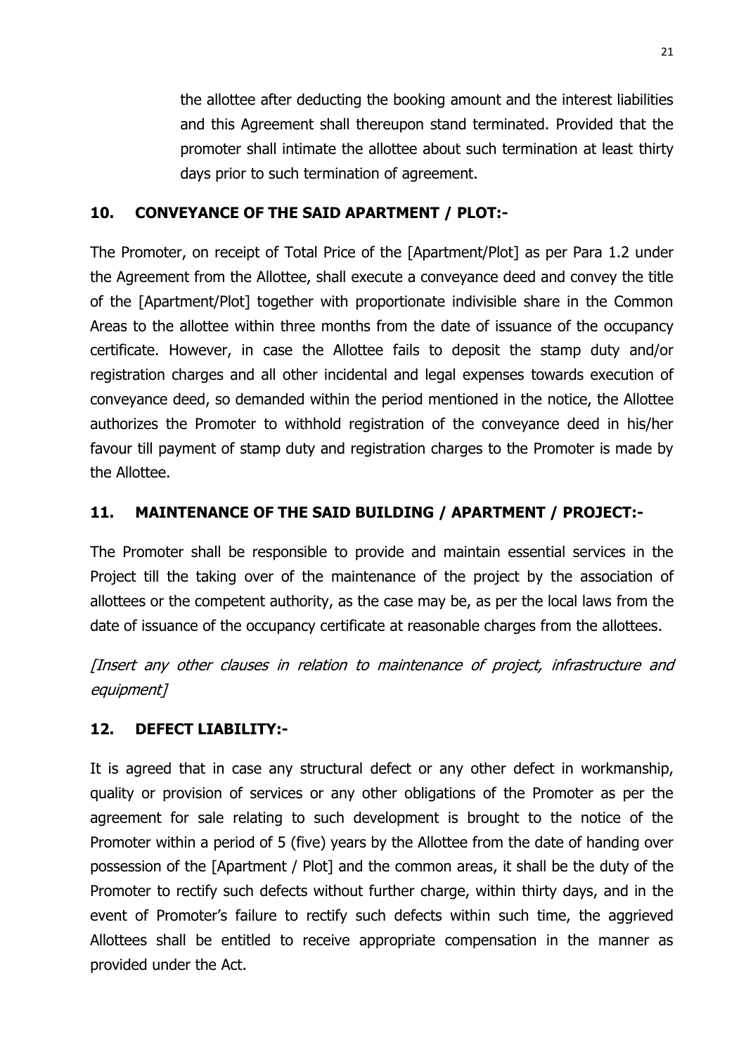the allottee after deducting the booking amount and the interest liabilities and this Agreement shall thereupon stand terminated. Provided that the promoter shall intimate the allottee about such termination at least thirty days prior to such termination of agreement.

## 10. CONVEYANCE OF THE SAID APARTMENT / PLOT:-

The Promoter, on receipt of Total Price of the [Apartment/Plot] as per Para 1.2 under the Agreement from the Allottee, shall execute a conveyance deed and convey the title of the [Apartment/Plot] together with proportionate indivisible share in the Common Areas to the allottee within three months from the date of issuance of the occupancy certificate. However, in case the Allottee fails to deposit the stamp duty and/or registration charges and all other incidental and legal expenses towards execution of conveyance deed, so demanded within the period mentioned in the notice, the Allottee authorizes the Promoter to withhold registration of the conveyance deed in his/her favour till payment of stamp duty and registration charges to the Promoter is made by the Allottee.

## 11. MAINTENANCE OF THE SAID BUILDING / APARTMENT / PROJECT:-

The Promoter shall be responsible to provide and maintain essential services in the Project till the taking over of the maintenance of the project by the association of allottees or the competent authority, as the case may be, as per the local laws from the date of issuance of the occupancy certificate at reasonable charges from the allottees.

*[Insert any other clauses in relation to maintenance of project, infrastructure and equipment]*

## 12. DEFECT LIABILITY:-

It is agreed that in case any structural defect or any other defect in workmanship, quality or provision of services or any other obligations of the Promoter as per the agreement for sale relating to such development is brought to the notice of the Promoter within a period of 5 (five) years by the Allottee from the date of handing over possession of the [Apartment / Plot] and the common areas, it shall be the duty of the Promoter to rectify such defects without further charge, within thirty days, and in the event of Promoter's failure to rectify such defects within such time, the aggrieved Allottees shall be entitled to receive appropriate compensation in the manner as provided under the Act.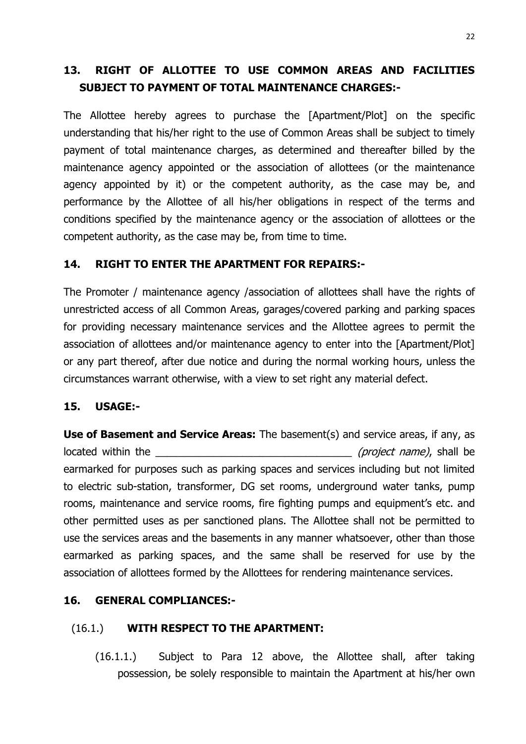## 13. RIGHT OF ALLOTTEE TO USE COMMON AREAS AND FACILITIES SUBJECT TO PAYMENT OF TOTAL MAINTENANCE CHARGES:-

The Allottee hereby agrees to purchase the [Apartment/Plot] on the specific understanding that his/her right to the use of Common Areas shall be subject to timely payment of total maintenance charges, as determined and thereafter billed by the maintenance agency appointed or the association of allottees (or the maintenance agency appointed by it) or the competent authority, as the case may be, and performance by the Allottee of all his/her obligations in respect of the terms and conditions specified by the maintenance agency or the association of allottees or the competent authority, as the case may be, from time to time.

## 14. RIGHT TO ENTER THE APARTMENT FOR REPAIRS:-

The Promoter / maintenance agency /association of allottees shall have the rights of unrestricted access of all Common Areas, garages/covered parking and parking spaces for providing necessary maintenance services and the Allottee agrees to permit the association of allottees and/or maintenance agency to enter into the [Apartment/Plot] or any part thereof, after due notice and during the normal working hours, unless the circumstances warrant otherwise, with a view to set right any material defect.

## 15. USAGE:-

**Use of Basement and Service Areas:** The basement(s) and service areas, if any, as located within the _________________________________ *(project name)*, shall be earmarked for purposes such as parking spaces and services including but not limited to electric sub-station, transformer, DG set rooms, underground water tanks, pump rooms, maintenance and service rooms, fire fighting pumps and equipment's etc. and other permitted uses as per sanctioned plans. The Allottee shall not be permitted to use the services areas and the basements in any manner whatsoever, other than those earmarked as parking spaces, and the same shall be reserved for use by the association of allottees formed by the Allottees for rendering maintenance services.

## 16. GENERAL COMPLIANCES:-

### (16.1.) WITH RESPECT TO THE APARTMENT:

(16.1.1.) Subject to Para 12 above, the Allottee shall, after taking possession, be solely responsible to maintain the Apartment at his/her own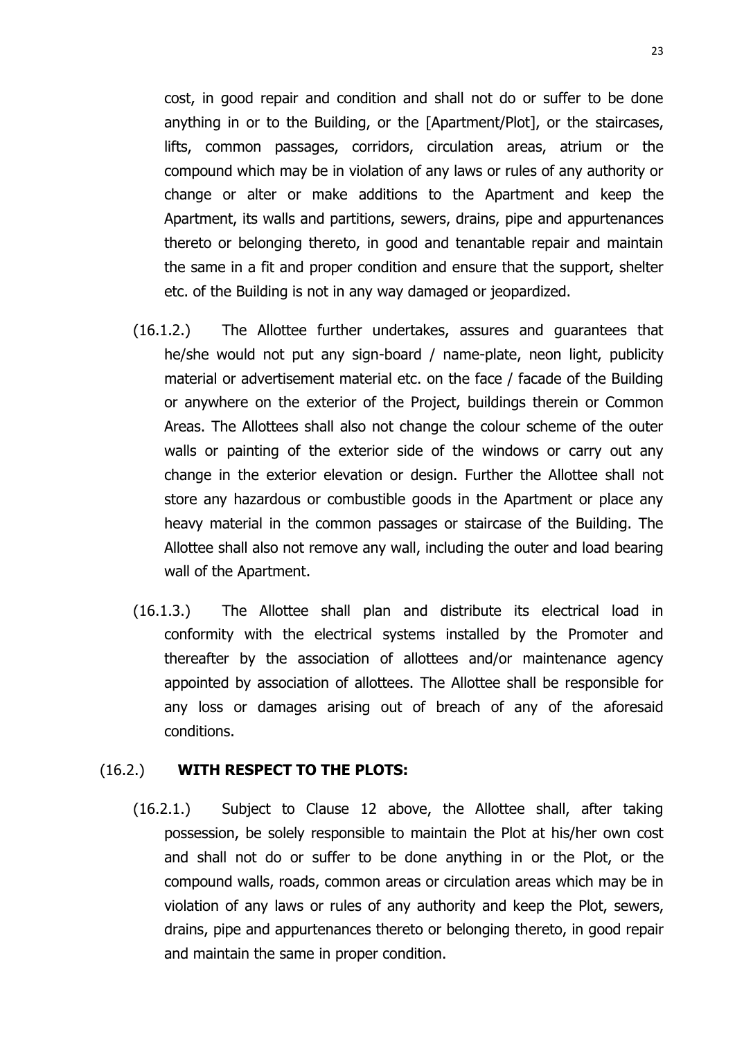cost, in good repair and condition and shall not do or suffer to be done anything in or to the Building, or the [Apartment/Plot], or the staircases, lifts, common passages, corridors, circulation areas, atrium or the compound which may be in violation of any laws or rules of any authority or change or alter or make additions to the Apartment and keep the Apartment, its walls and partitions, sewers, drains, pipe and appurtenances thereto or belonging thereto, in good and tenantable repair and maintain the same in a fit and proper condition and ensure that the support, shelter etc. of the Building is not in any way damaged or jeopardized.

(16.1.2.) The Allottee further undertakes, assures and guarantees that he/she would not put any sign-board / name-plate, neon light, publicity material or advertisement material etc. on the face / facade of the Building or anywhere on the exterior of the Project, buildings therein or Common Areas. The Allottees shall also not change the colour scheme of the outer walls or painting of the exterior side of the windows or carry out any change in the exterior elevation or design. Further the Allottee shall not store any hazardous or combustible goods in the Apartment or place any heavy material in the common passages or staircase of the Building. The Allottee shall also not remove any wall, including the outer and load bearing wall of the Apartment.

(16.1.3.) The Allottee shall plan and distribute its electrical load in conformity with the electrical systems installed by the Promoter and thereafter by the association of allottees and/or maintenance agency appointed by association of allottees. The Allottee shall be responsible for any loss or damages arising out of breach of any of the aforesaid conditions.

(16.2.) **WITH RESPECT TO THE PLOTS:**

(16.2.1.) Subject to Clause 12 above, the Allottee shall, after taking possession, be solely responsible to maintain the Plot at his/her own cost and shall not do or suffer to be done anything in or the Plot, or the compound walls, roads, common areas or circulation areas which may be in violation of any laws or rules of any authority and keep the Plot, sewers, drains, pipe and appurtenances thereto or belonging thereto, in good repair and maintain the same in proper condition.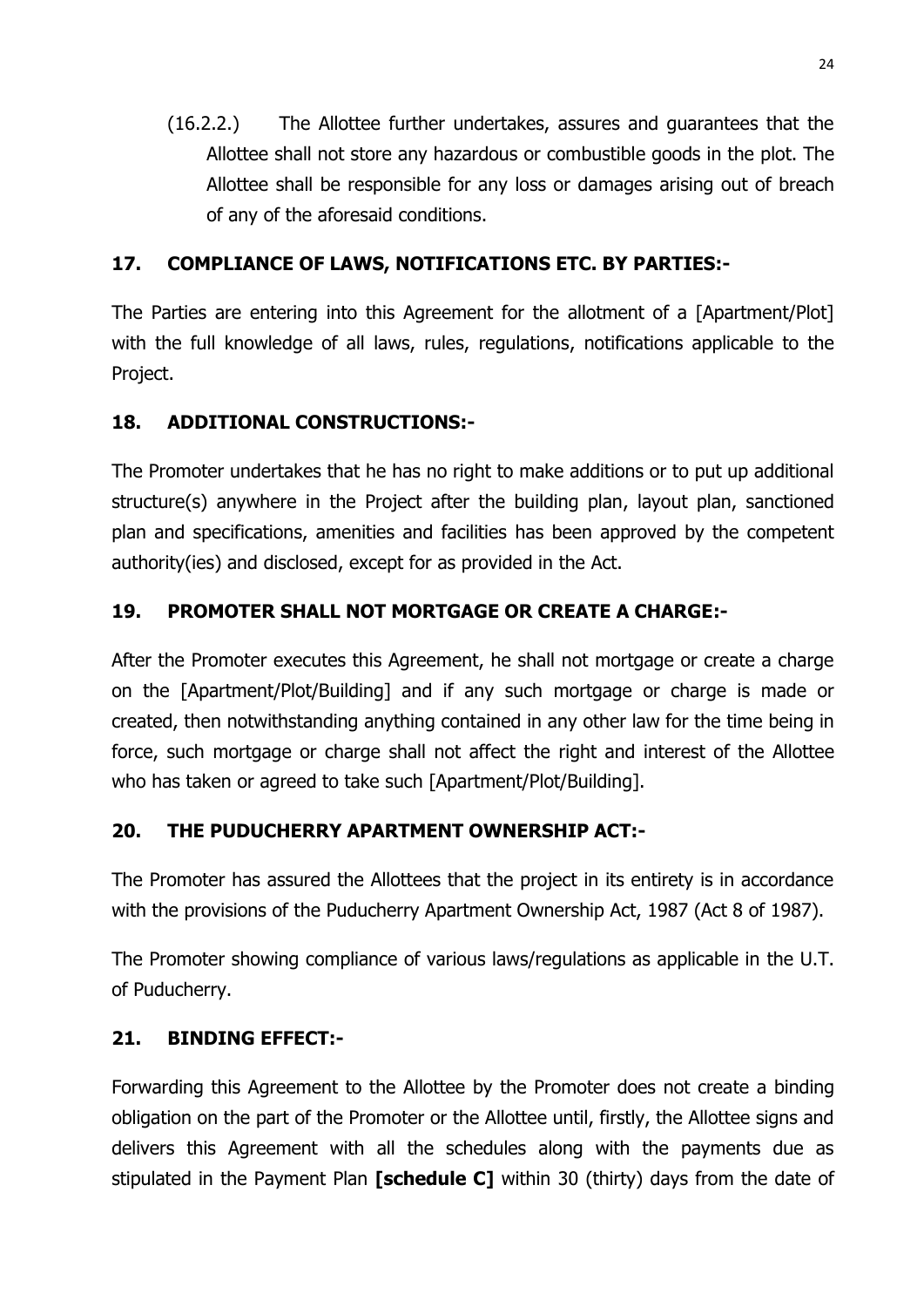(16.2.2.) The Allottee further undertakes, assures and guarantees that the Allottee shall not store any hazardous or combustible goods in the plot. The Allottee shall be responsible for any loss or damages arising out of breach of any of the aforesaid conditions.

## 17. COMPLIANCE OF LAWS, NOTIFICATIONS ETC. BY PARTIES:-

The Parties are entering into this Agreement for the allotment of a [Apartment/Plot] with the full knowledge of all laws, rules, regulations, notifications applicable to the Project.

## 18. ADDITIONAL CONSTRUCTIONS:-

The Promoter undertakes that he has no right to make additions or to put up additional structure(s) anywhere in the Project after the building plan, layout plan, sanctioned plan and specifications, amenities and facilities has been approved by the competent authority(ies) and disclosed, except for as provided in the Act.

## 19. PROMOTER SHALL NOT MORTGAGE OR CREATE A CHARGE:-

After the Promoter executes this Agreement, he shall not mortgage or create a charge on the [Apartment/Plot/Building] and if any such mortgage or charge is made or created, then notwithstanding anything contained in any other law for the time being in force, such mortgage or charge shall not affect the right and interest of the Allottee who has taken or agreed to take such [Apartment/Plot/Building].

## 20. THE PUDUCHERRY APARTMENT OWNERSHIP ACT:-

The Promoter has assured the Allottees that the project in its entirety is in accordance with the provisions of the Puducherry Apartment Ownership Act, 1987 (Act 8 of 1987).

The Promoter showing compliance of various laws/regulations as applicable in the U.T. of Puducherry.

## 21. BINDING EFFECT:-

Forwarding this Agreement to the Allottee by the Promoter does not create a binding obligation on the part of the Promoter or the Allottee until, firstly, the Allottee signs and delivers this Agreement with all the schedules along with the payments due as stipulated in the Payment Plan **[schedule C]** within 30 (thirty) days from the date of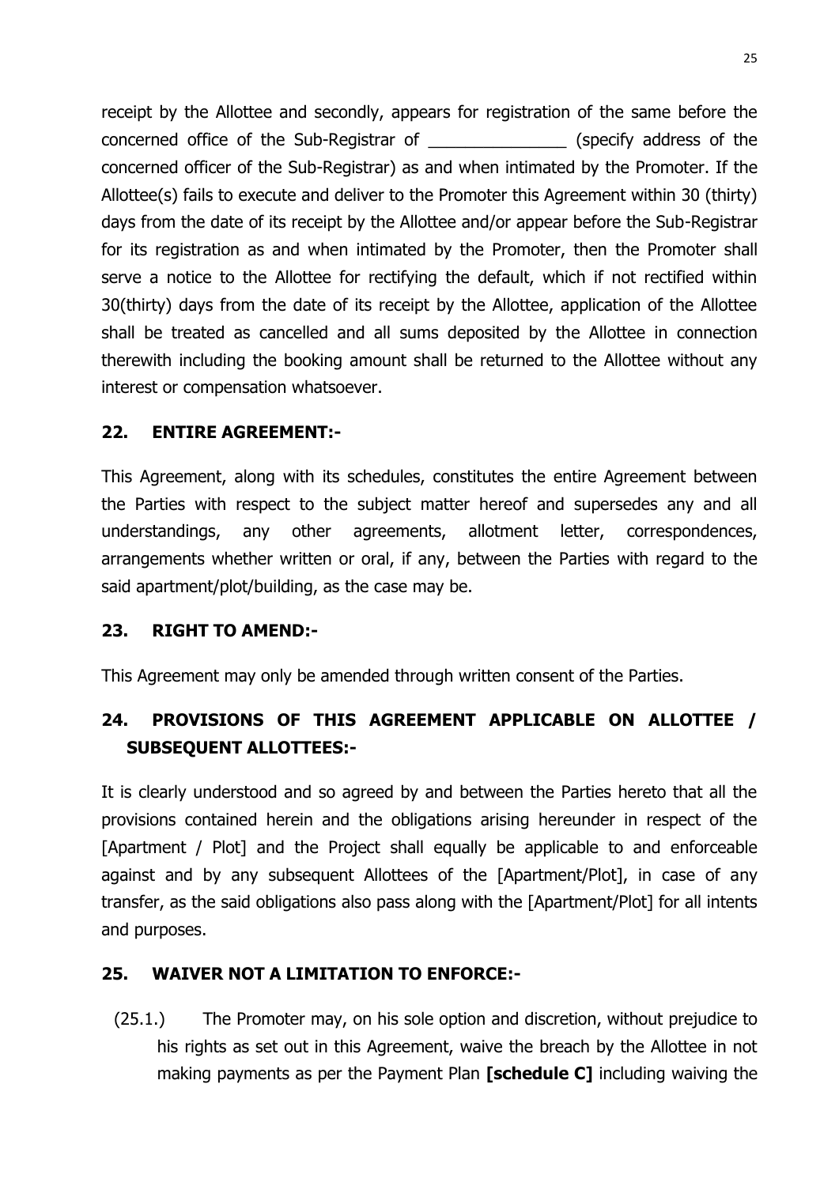receipt by the Allottee and secondly, appears for registration of the same before the concerned office of the Sub-Registrar of _______________ (specify address of the concerned officer of the Sub-Registrar) as and when intimated by the Promoter. If the Allottee(s) fails to execute and deliver to the Promoter this Agreement within 30 (thirty) days from the date of its receipt by the Allottee and/or appear before the Sub-Registrar for its registration as and when intimated by the Promoter, then the Promoter shall serve a notice to the Allottee for rectifying the default, which if not rectified within 30(thirty) days from the date of its receipt by the Allottee, application of the Allottee shall be treated as cancelled and all sums deposited by the Allottee in connection therewith including the booking amount shall be returned to the Allottee without any interest or compensation whatsoever.

## 22. ENTIRE AGREEMENT:-

This Agreement, along with its schedules, constitutes the entire Agreement between the Parties with respect to the subject matter hereof and supersedes any and all understandings, any other agreements, allotment letter, correspondences, arrangements whether written or oral, if any, between the Parties with regard to the said apartment/plot/building, as the case may be.

## 23. RIGHT TO AMEND:-

This Agreement may only be amended through written consent of the Parties.

## 24. PROVISIONS OF THIS AGREEMENT APPLICABLE ON ALLOTTEE / SUBSEQUENT ALLOTTEES:-

It is clearly understood and so agreed by and between the Parties hereto that all the provisions contained herein and the obligations arising hereunder in respect of the [Apartment / Plot] and the Project shall equally be applicable to and enforceable against and by any subsequent Allottees of the [Apartment/Plot], in case of any transfer, as the said obligations also pass along with the [Apartment/Plot] for all intents and purposes.

## 25. WAIVER NOT A LIMITATION TO ENFORCE:-

(25.1.) The Promoter may, on his sole option and discretion, without prejudice to his rights as set out in this Agreement, waive the breach by the Allottee in not making payments as per the Payment Plan **[schedule C]** including waiving the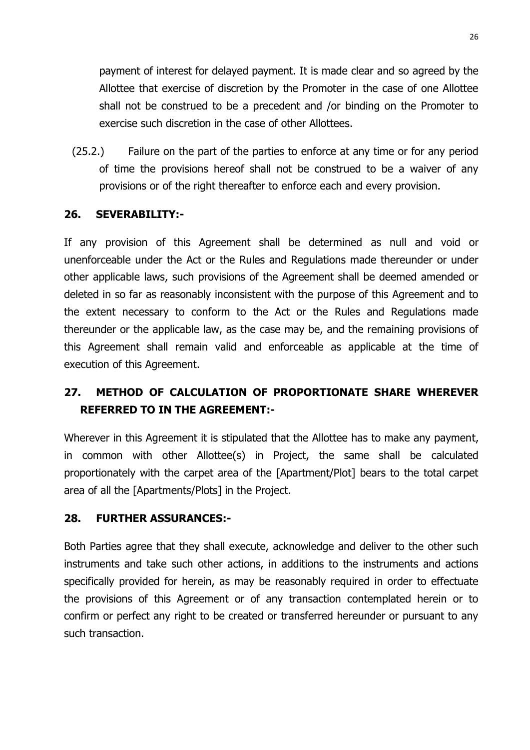payment of interest for delayed payment. It is made clear and so agreed by the Allottee that exercise of discretion by the Promoter in the case of one Allottee shall not be construed to be a precedent and /or binding on the Promoter to exercise such discretion in the case of other Allottees.

(25.2.) Failure on the part of the parties to enforce at any time or for any period of time the provisions hereof shall not be construed to be a waiver of any provisions or of the right thereafter to enforce each and every provision.

## 26. SEVERABILITY:-

If any provision of this Agreement shall be determined as null and void or unenforceable under the Act or the Rules and Regulations made thereunder or under other applicable laws, such provisions of the Agreement shall be deemed amended or deleted in so far as reasonably inconsistent with the purpose of this Agreement and to the extent necessary to conform to the Act or the Rules and Regulations made thereunder or the applicable law, as the case may be, and the remaining provisions of this Agreement shall remain valid and enforceable as applicable at the time of execution of this Agreement.

## 27. METHOD OF CALCULATION OF PROPORTIONATE SHARE WHEREVER REFERRED TO IN THE AGREEMENT:-

Wherever in this Agreement it is stipulated that the Allottee has to make any payment, in common with other Allottee(s) in Project, the same shall be calculated proportionately with the carpet area of the [Apartment/Plot] bears to the total carpet area of all the [Apartments/Plots] in the Project.

## 28. FURTHER ASSURANCES:-

Both Parties agree that they shall execute, acknowledge and deliver to the other such instruments and take such other actions, in additions to the instruments and actions specifically provided for herein, as may be reasonably required in order to effectuate the provisions of this Agreement or of any transaction contemplated herein or to confirm or perfect any right to be created or transferred hereunder or pursuant to any such transaction.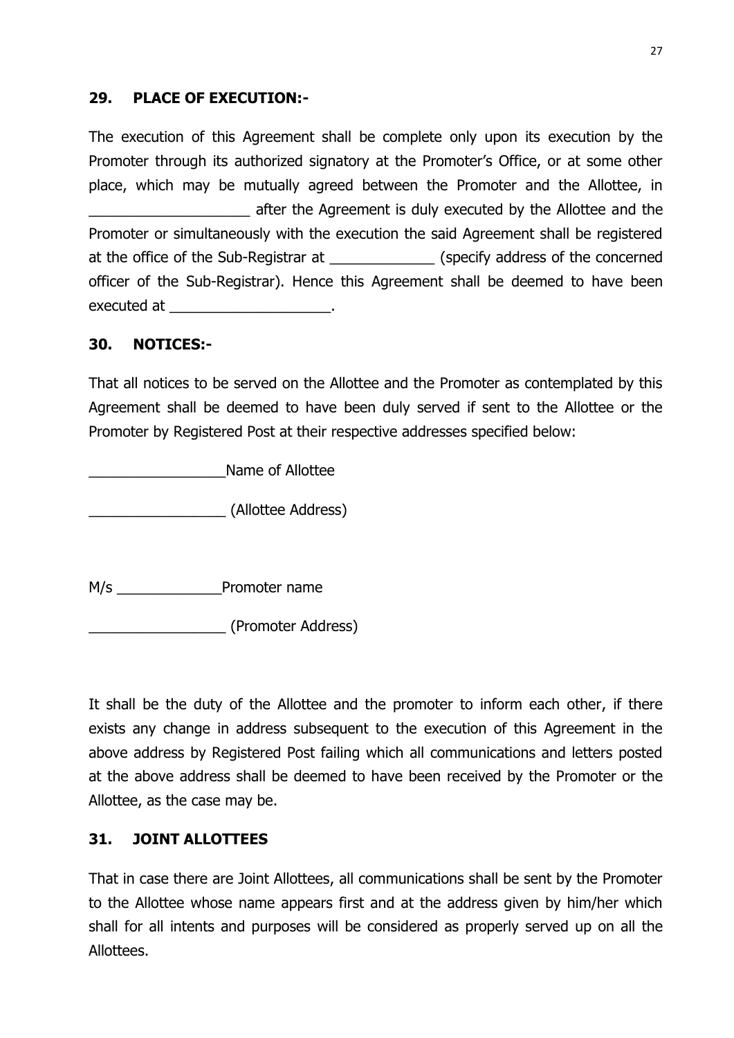## 29. PLACE OF EXECUTION:-

The execution of this Agreement shall be complete only upon its execution by the Promoter through its authorized signatory at the Promoter's Office, or at some other place, which may be mutually agreed between the Promoter and the Allottee, in ____________________ after the Agreement is duly executed by the Allottee and the Promoter or simultaneously with the execution the said Agreement shall be registered at the office of the Sub-Registrar at _____________ (specify address of the concerned officer of the Sub-Registrar). Hence this Agreement shall be deemed to have been executed at ____________________.

## 30. NOTICES:-

That all notices to be served on the Allottee and the Promoter as contemplated by this Agreement shall be deemed to have been duly served if sent to the Allottee or the Promoter by Registered Post at their respective addresses specified below:

_________________Name of Allottee

_________________ (Allottee Address)

M/s _____________Promoter name

_________________ (Promoter Address)

It shall be the duty of the Allottee and the promoter to inform each other, if there exists any change in address subsequent to the execution of this Agreement in the above address by Registered Post failing which all communications and letters posted at the above address shall be deemed to have been received by the Promoter or the Allottee, as the case may be.

## 31. JOINT ALLOTTEES

That in case there are Joint Allottees, all communications shall be sent by the Promoter to the Allottee whose name appears first and at the address given by him/her which shall for all intents and purposes will be considered as properly served up on all the Allottees.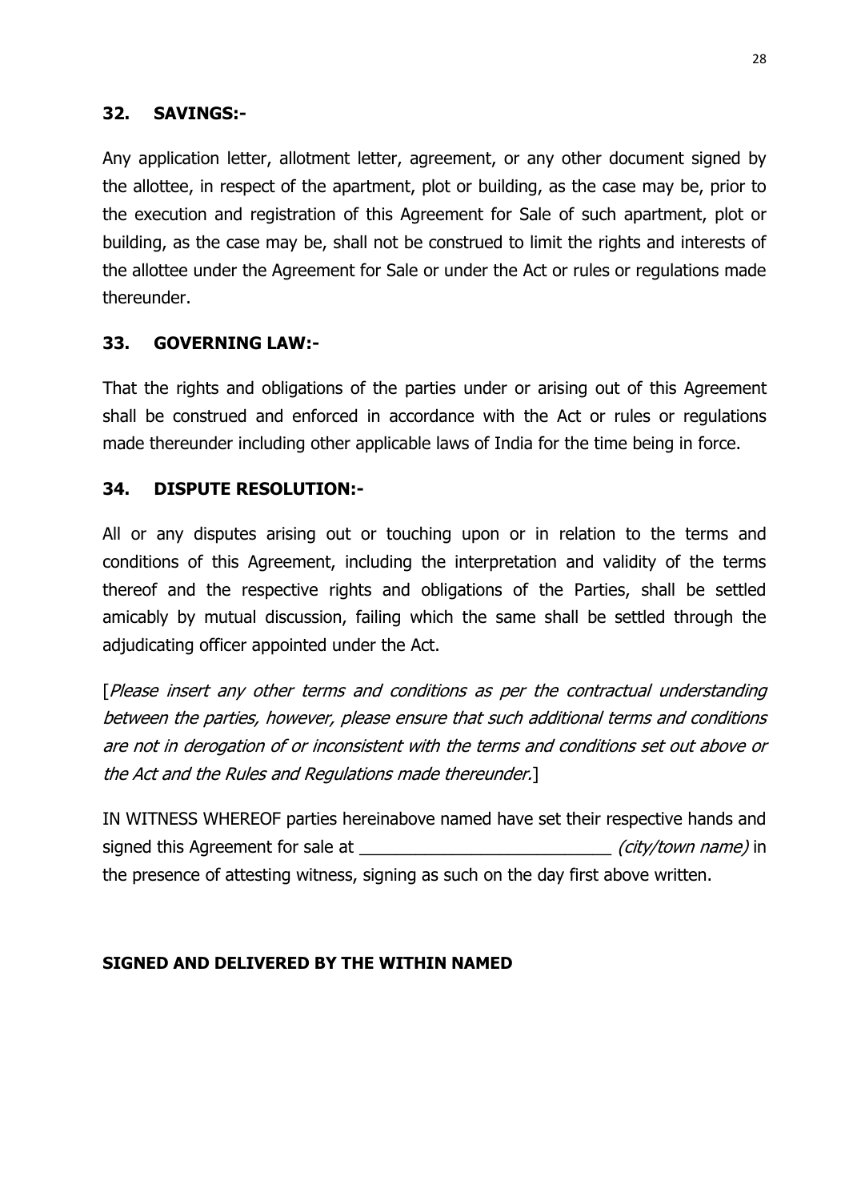## 32. SAVINGS:-

Any application letter, allotment letter, agreement, or any other document signed by the allottee, in respect of the apartment, plot or building, as the case may be, prior to the execution and registration of this Agreement for Sale of such apartment, plot or building, as the case may be, shall not be construed to limit the rights and interests of the allottee under the Agreement for Sale or under the Act or rules or regulations made thereunder.

## 33. GOVERNING LAW:-

That the rights and obligations of the parties under or arising out of this Agreement shall be construed and enforced in accordance with the Act or rules or regulations made thereunder including other applicable laws of India for the time being in force.

## 34. DISPUTE RESOLUTION:-

All or any disputes arising out or touching upon or in relation to the terms and conditions of this Agreement, including the interpretation and validity of the terms thereof and the respective rights and obligations of the Parties, shall be settled amicably by mutual discussion, failing which the same shall be settled through the adjudicating officer appointed under the Act.

[*Please insert any other terms and conditions as per the contractual understanding between the parties, however, please ensure that such additional terms and conditions are not in derogation of or inconsistent with the terms and conditions set out above or the Act and the Rules and Regulations made thereunder.*]

IN WITNESS WHEREOF parties hereinabove named have set their respective hands and signed this Agreement for sale at ___________________________ *(city/town name)* in the presence of attesting witness, signing as such on the day first above written.

**SIGNED AND DELIVERED BY THE WITHIN NAMED**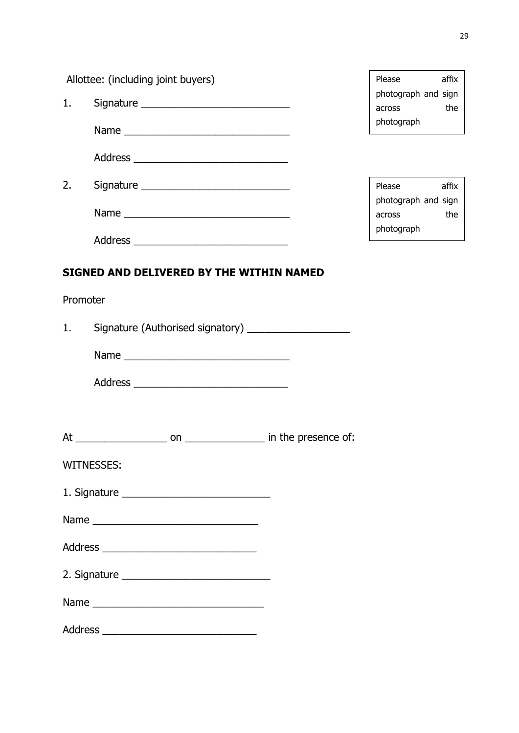Allottee: (including joint buyers)

1. Signature ___________________________

   Name ______________________________

   Address ____________________________

Please affix photograph and sign across the photograph

2. Signature ___________________________

   Name ______________________________

   Address ____________________________

Please affix photograph and sign across the photograph

**SIGNED AND DELIVERED BY THE WITHIN NAMED**

Promoter

1. Signature (Authorised signatory) ___________________

   Name ______________________________

   Address ____________________________

At _________________ on _______________ in the presence of:

WITNESSES:

1. Signature ___________________________

Name ______________________________

Address ____________________________

2. Signature ___________________________

Name _______________________________

Address ____________________________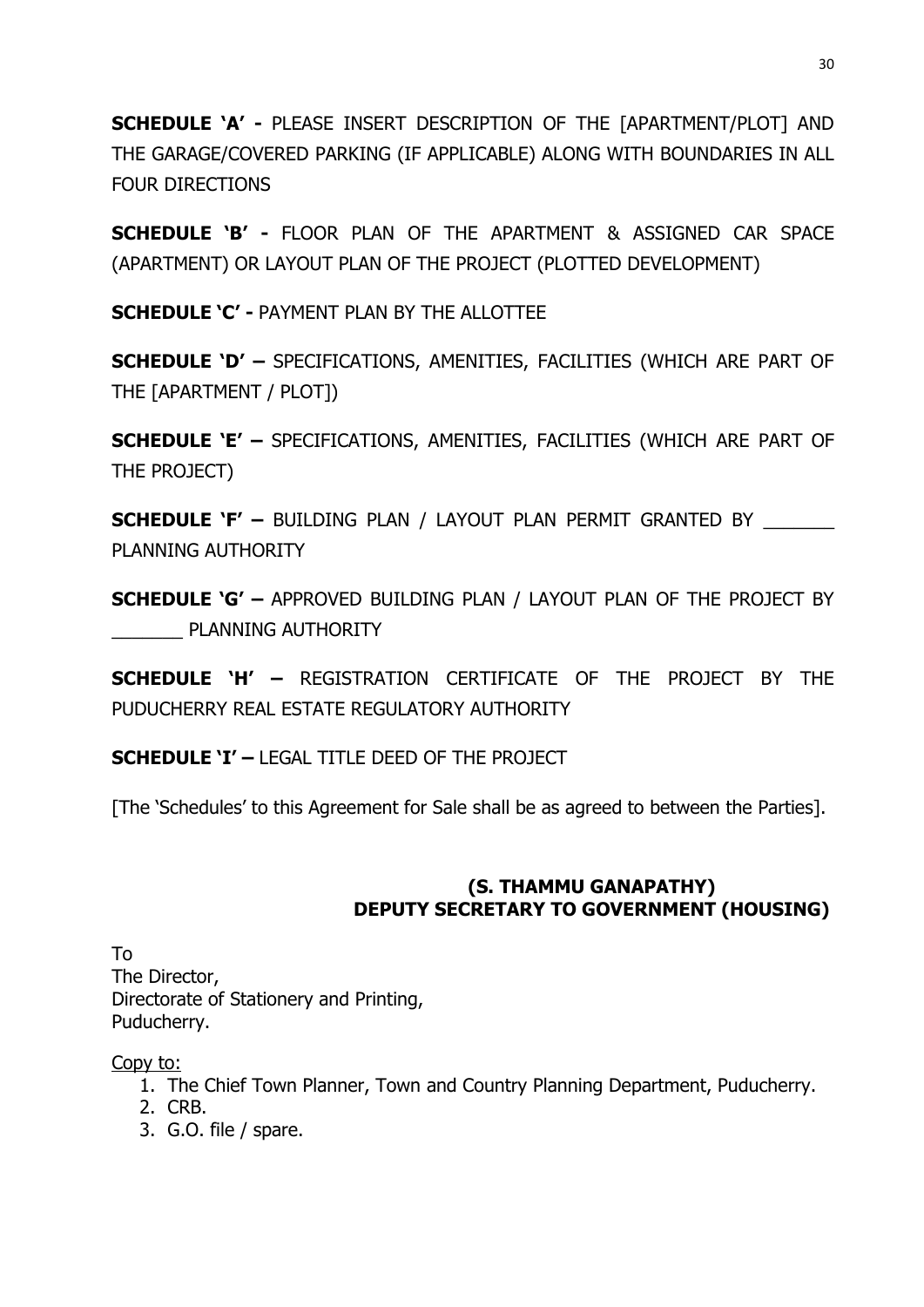**SCHEDULE 'A' -** PLEASE INSERT DESCRIPTION OF THE [APARTMENT/PLOT] AND THE GARAGE/COVERED PARKING (IF APPLICABLE) ALONG WITH BOUNDARIES IN ALL FOUR DIRECTIONS

**SCHEDULE 'B' -** FLOOR PLAN OF THE APARTMENT & ASSIGNED CAR SPACE (APARTMENT) OR LAYOUT PLAN OF THE PROJECT (PLOTTED DEVELOPMENT)

**SCHEDULE 'C' -** PAYMENT PLAN BY THE ALLOTTEE

**SCHEDULE 'D' –** SPECIFICATIONS, AMENITIES, FACILITIES (WHICH ARE PART OF THE [APARTMENT / PLOT])

**SCHEDULE 'E' –** SPECIFICATIONS, AMENITIES, FACILITIES (WHICH ARE PART OF THE PROJECT)

**SCHEDULE 'F' –** BUILDING PLAN / LAYOUT PLAN PERMIT GRANTED BY _______ PLANNING AUTHORITY

**SCHEDULE 'G' –** APPROVED BUILDING PLAN / LAYOUT PLAN OF THE PROJECT BY _______ PLANNING AUTHORITY

**SCHEDULE 'H' –** REGISTRATION CERTIFICATE OF THE PROJECT BY THE PUDUCHERRY REAL ESTATE REGULATORY AUTHORITY

**SCHEDULE 'I' –** LEGAL TITLE DEED OF THE PROJECT

[The 'Schedules' to this Agreement for Sale shall be as agreed to between the Parties].

**(S. THAMMU GANAPATHY)**
**DEPUTY SECRETARY TO GOVERNMENT (HOUSING)**

To
The Director,
Directorate of Stationery and Printing,
Puducherry.

Copy to:

1. The Chief Town Planner, Town and Country Planning Department, Puducherry.
2. CRB.
3. G.O. file / spare.